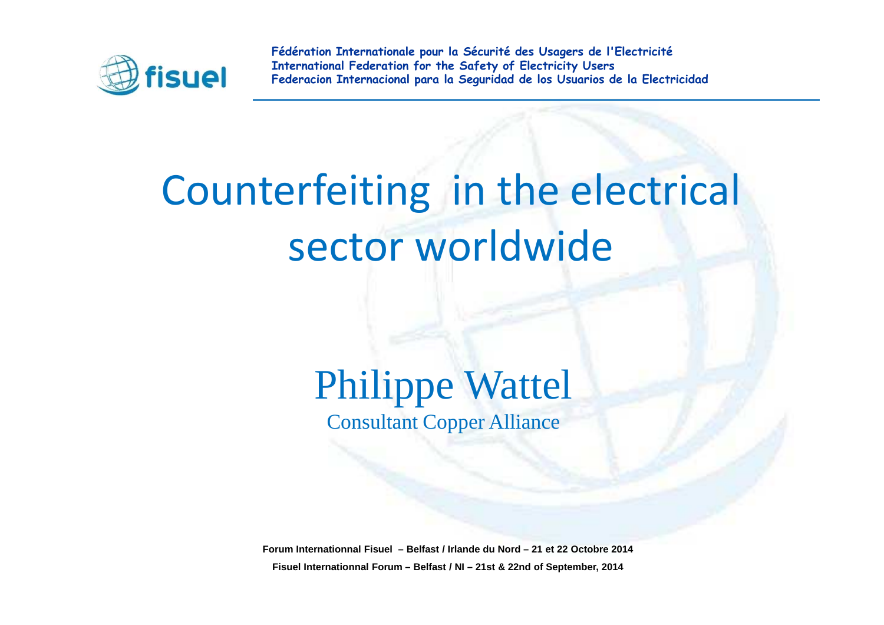fisuel

**Fédération Internationale pour la Sécurité des Usagers de l'Electricité**
**International Federation for the Safety of Electricity Users**
**Federacion Internacional para la Seguridad de los Usuarios de la Electricidad**

# Counterfeiting in the electrical sector worldwide

## Philippe Wattel

Consultant Copper Alliance

**Forum Internationnal Fisuel – Belfast / Irlande du Nord – 21 et 22 Octobre 2014**

**Fisuel Internationnal Forum – Belfast / NI – 21st & 22nd of September, 2014**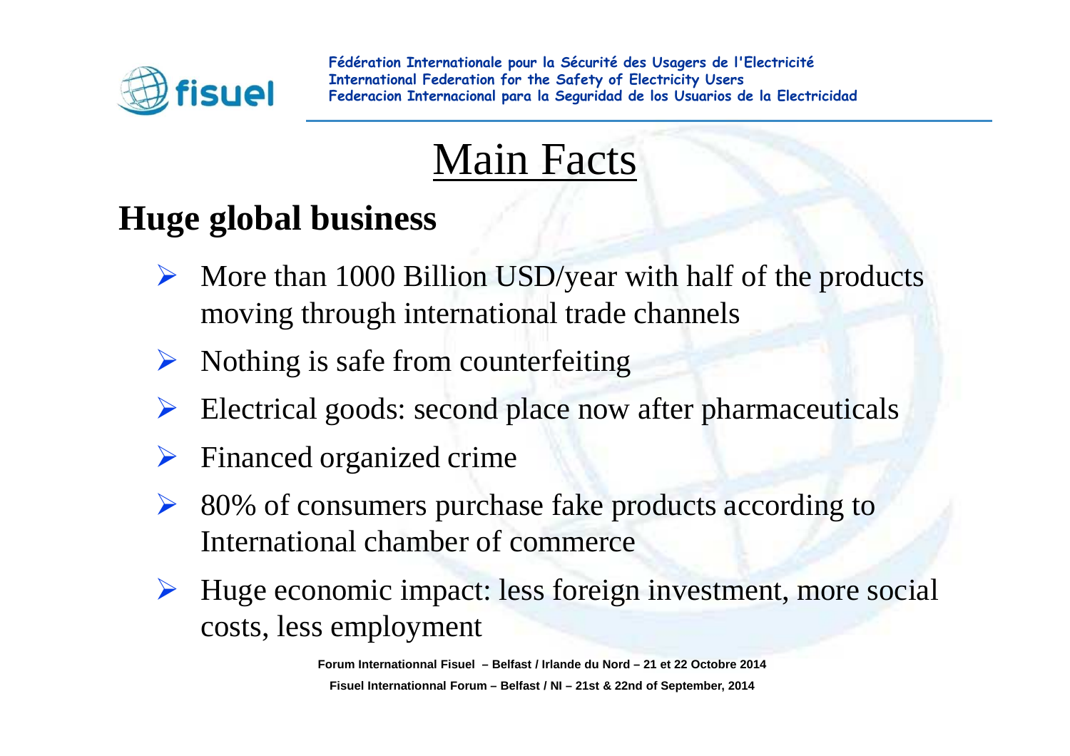# Main Facts

## Huge global business

- More than 1000 Billion USD/year with half of the products moving through international trade channels
- Nothing is safe from counterfeiting
- Electrical goods: second place now after pharmaceuticals
- Financed organized crime
- 80% of consumers purchase fake products according to International chamber of commerce
- Huge economic impact: less foreign investment, more social costs, less employment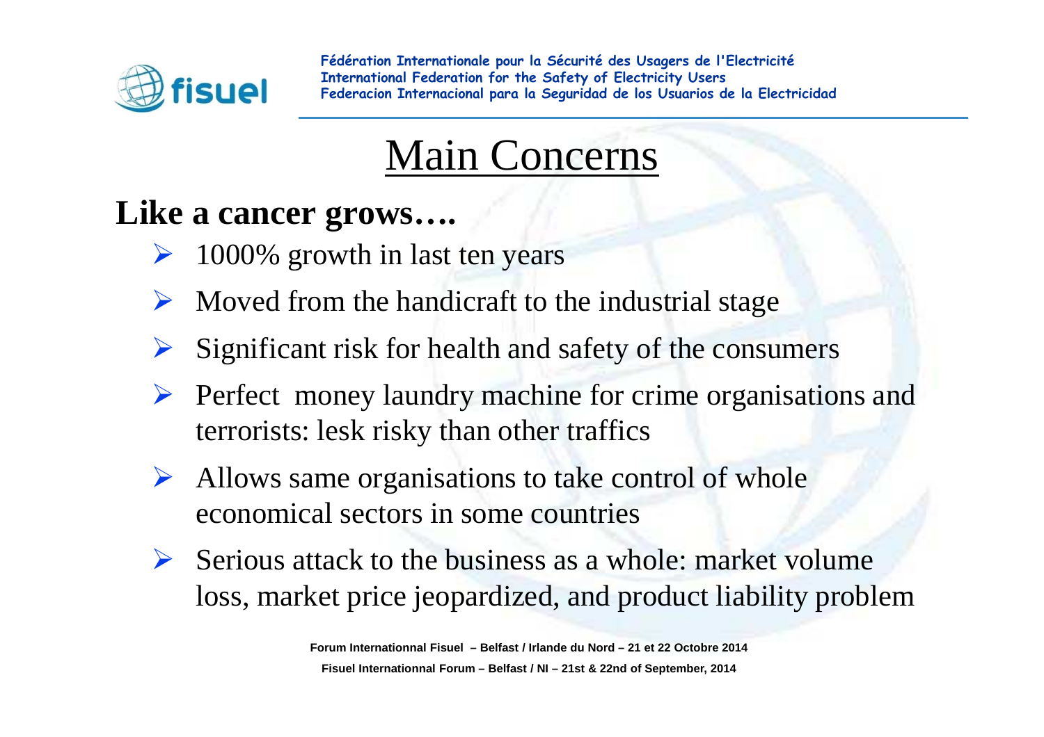# Main Concerns

**Like a cancer grows….**

- 1000% growth in last ten years
- Moved from the handicraft to the industrial stage
- Significant risk for health and safety of the consumers
- Perfect money laundry machine for crime organisations and terrorists: lesk risky than other traffics
- Allows same organisations to take control of whole economical sectors in some countries
- Serious attack to the business as a whole: market volume loss, market price jeopardized, and product liability problem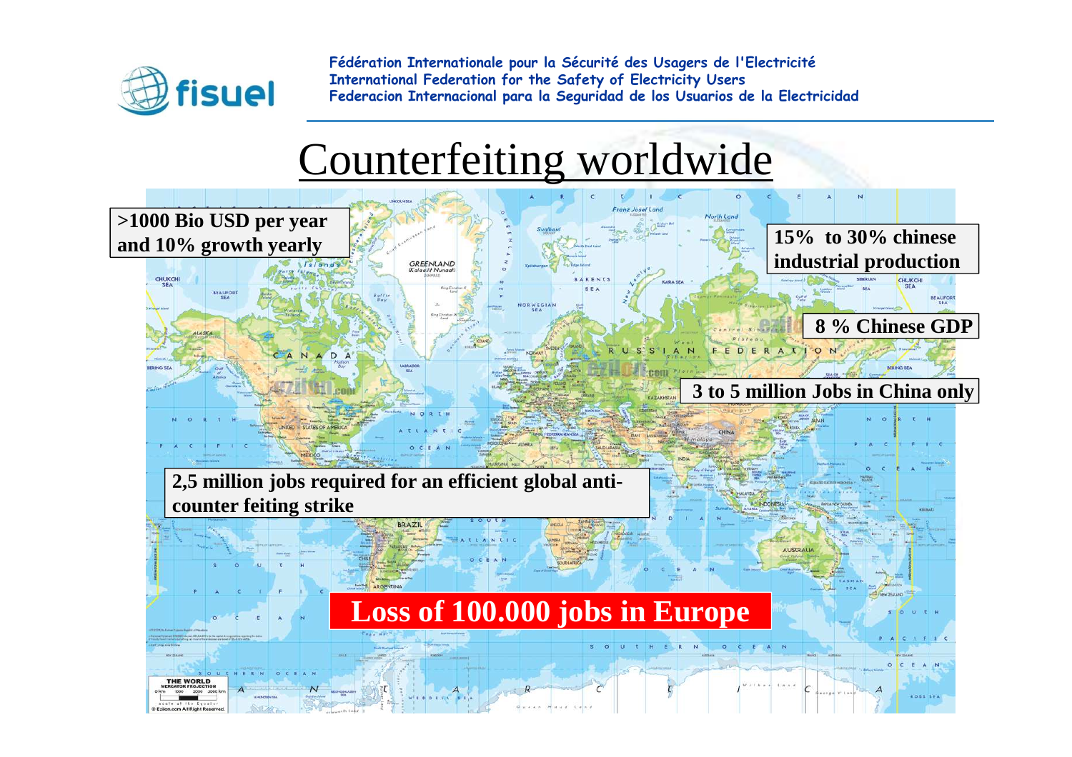# Counterfeiting worldwide

>1000 Bio USD per year and 10% growth yearly

15%  to 30% chinese industrial production

8 % Chinese GDP

3 to 5 million Jobs in China only

2,5 million jobs required for an efficient global anti-counter feiting strike

**Loss of 100.000 jobs in Europe**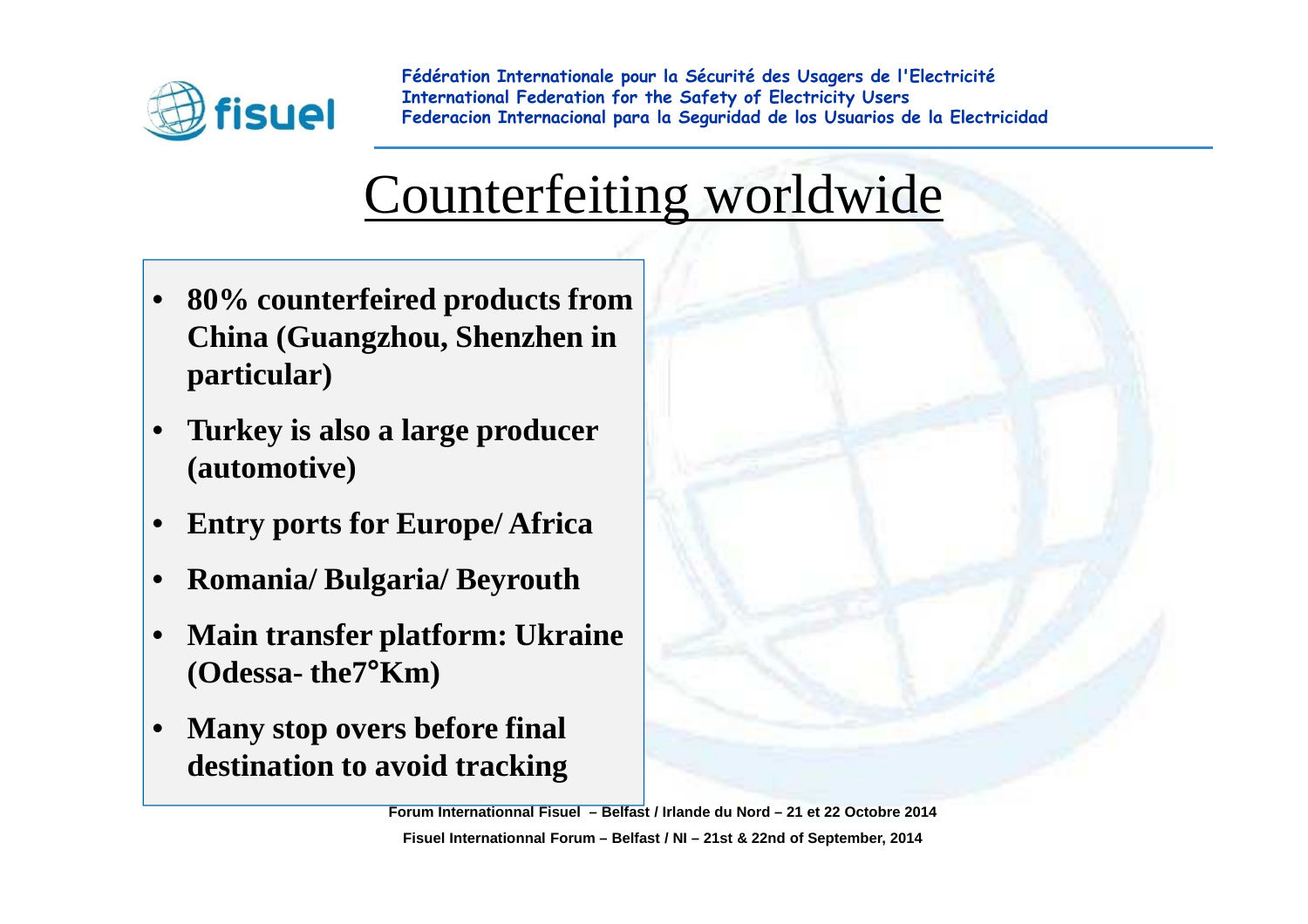# Counterfeiting worldwide

- **80% counterfeired products from China (Guangzhou, Shenzhen in particular)**
- **Turkey is also a large producer (automotive)**
- **Entry ports for Europe/ Africa**
- **Romania/ Bulgaria/ Beyrouth**
- **Main transfer platform: Ukraine (Odessa- the7°Km)**
- **Many stop overs before final destination to avoid tracking**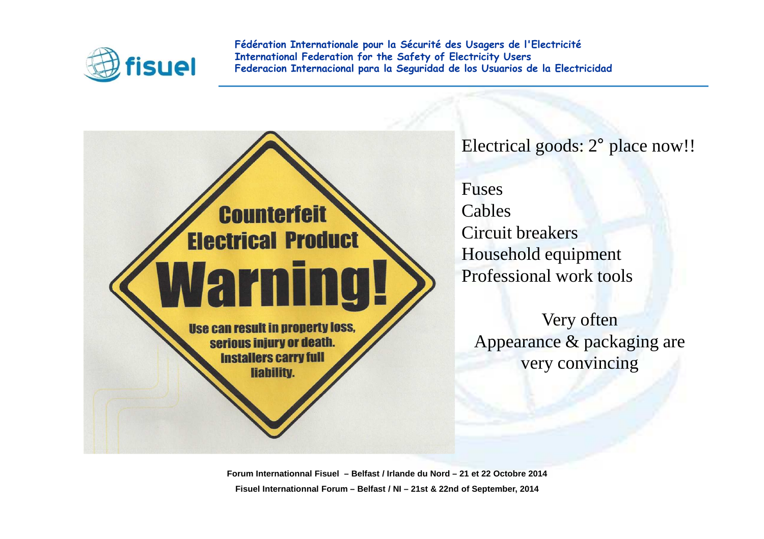Counterfeit Electrical Product

Warning!

Use can result in property loss, serious injury or death. Installers carry full liability.

Electrical goods: 2° place now!!

Fuses
Cables
Circuit breakers
Household equipment
Professional work tools

Very often
Appearance & packaging are very convincing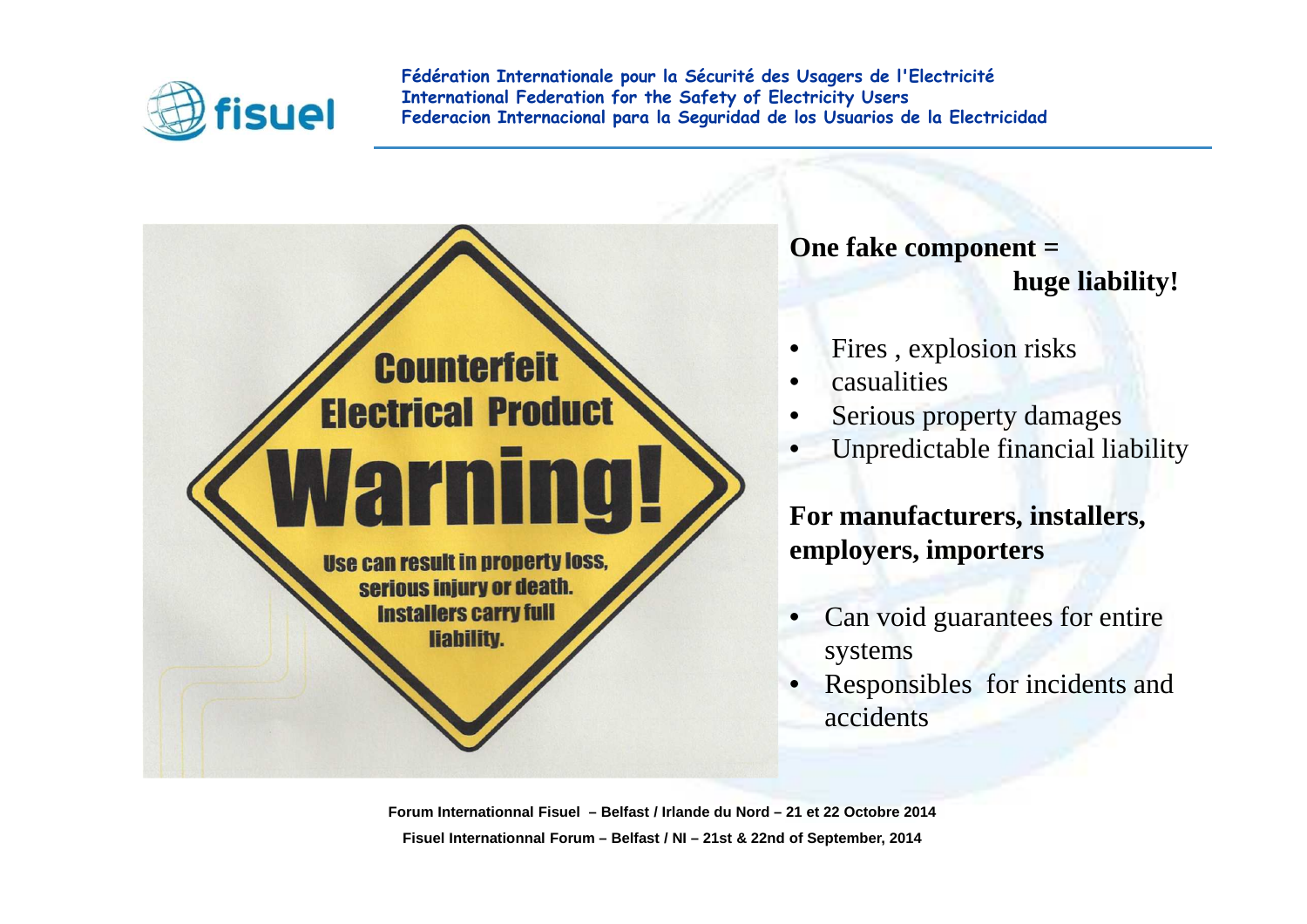Counterfeit Electrical Product

Warning!

Use can result in property loss, serious injury or death. Installers carry full liability.

**One fake component = huge liability!**

- Fires , explosion risks
- casualities
- Serious property damages
- Unpredictable financial liability

**For manufacturers, installers, employers, importers**

- Can void guarantees for entire systems
- Responsibles for incidents and accidents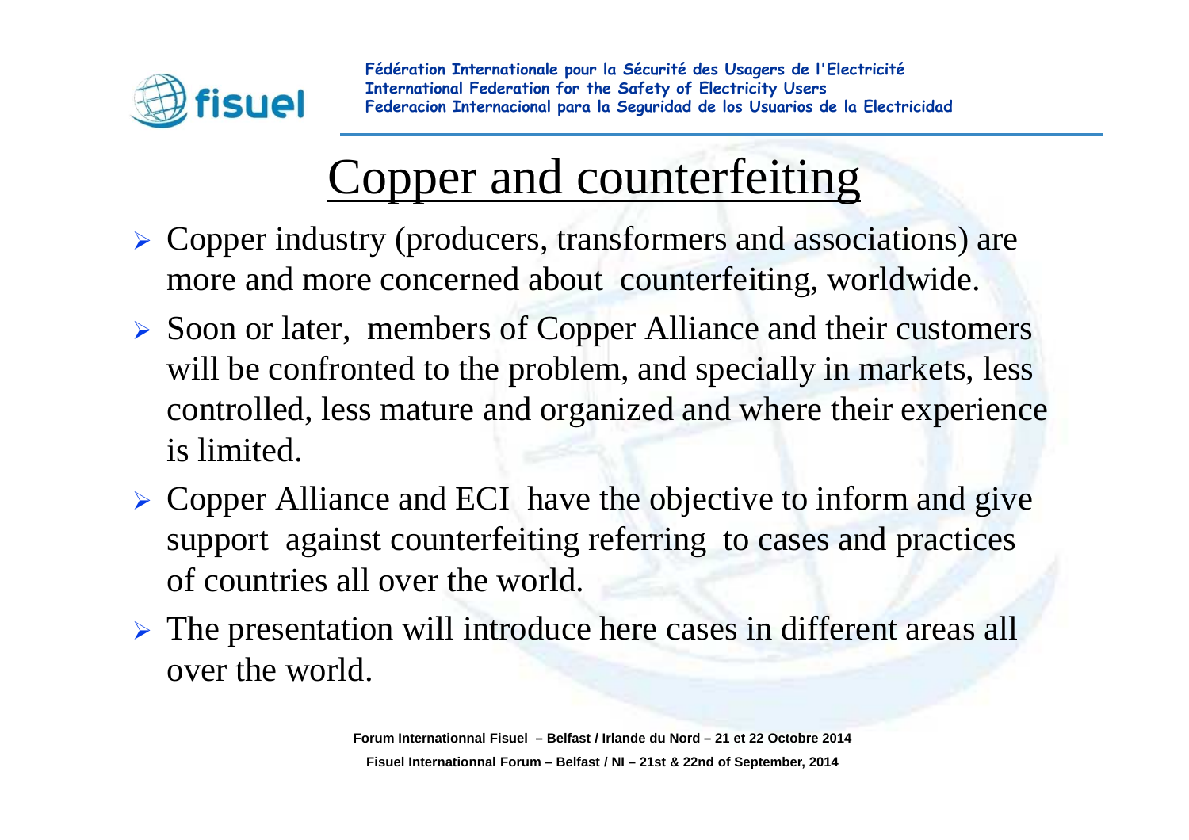# Copper and counterfeiting

- Copper industry (producers, transformers and associations) are more and more concerned about counterfeiting, worldwide.
- Soon or later, members of Copper Alliance and their customers will be confronted to the problem, and specially in markets, less controlled, less mature and organized and where their experience is limited.
- Copper Alliance and ECI have the objective to inform and give support against counterfeiting referring to cases and practices of countries all over the world.
- The presentation will introduce here cases in different areas all over the world.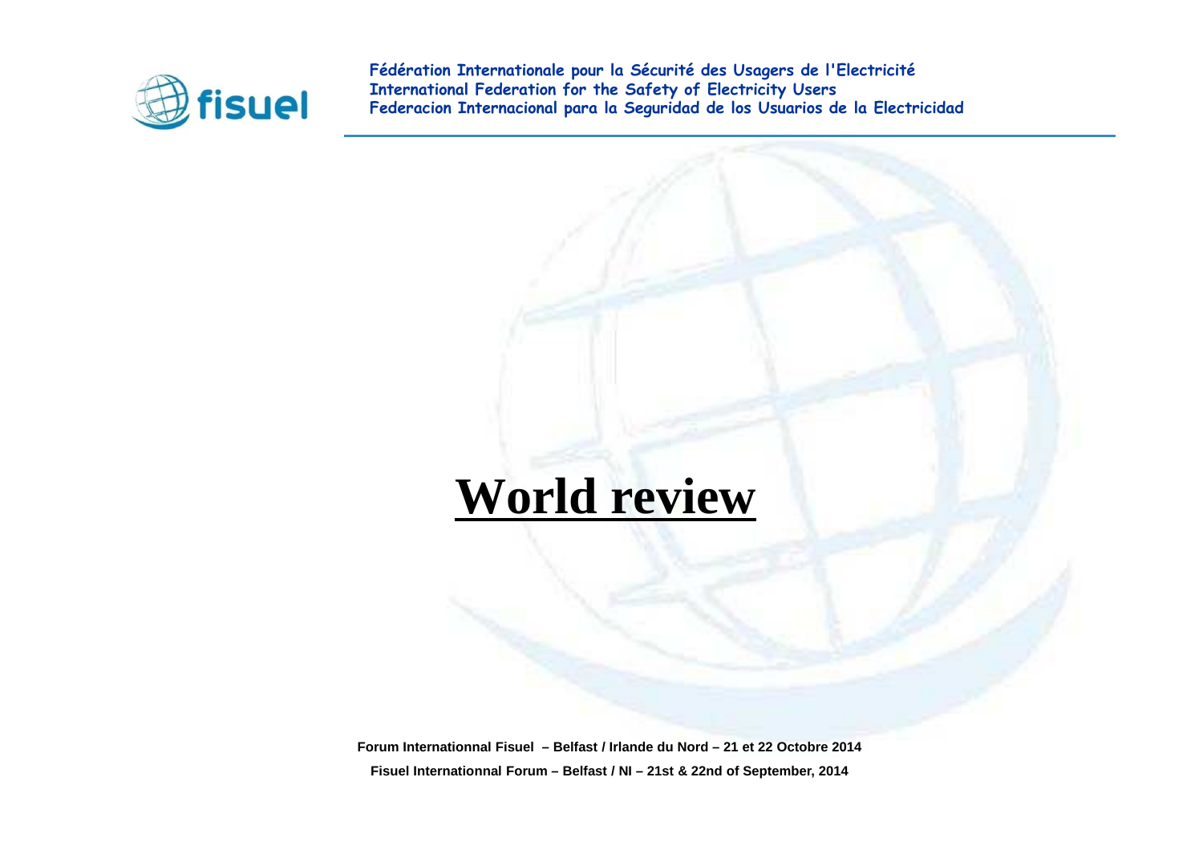# World review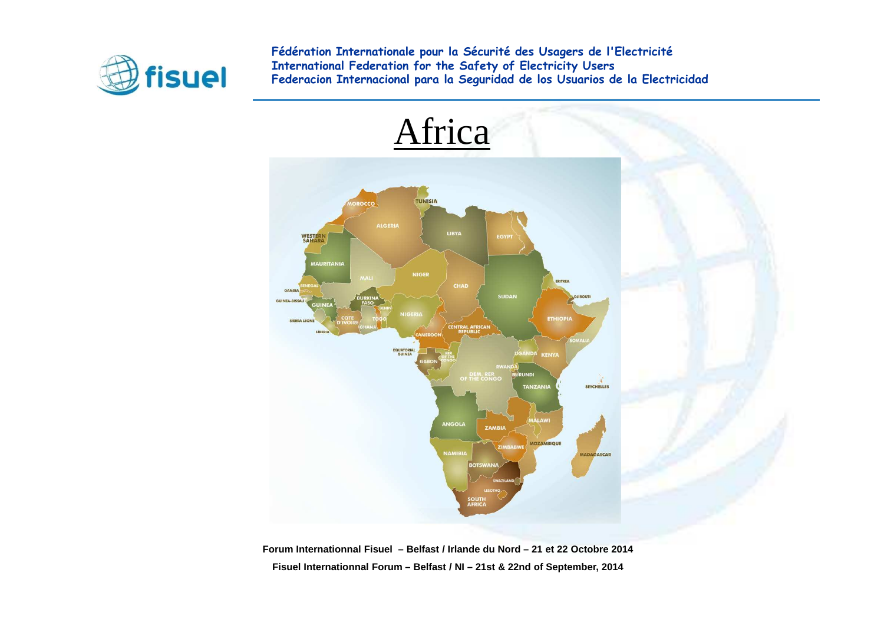# Africa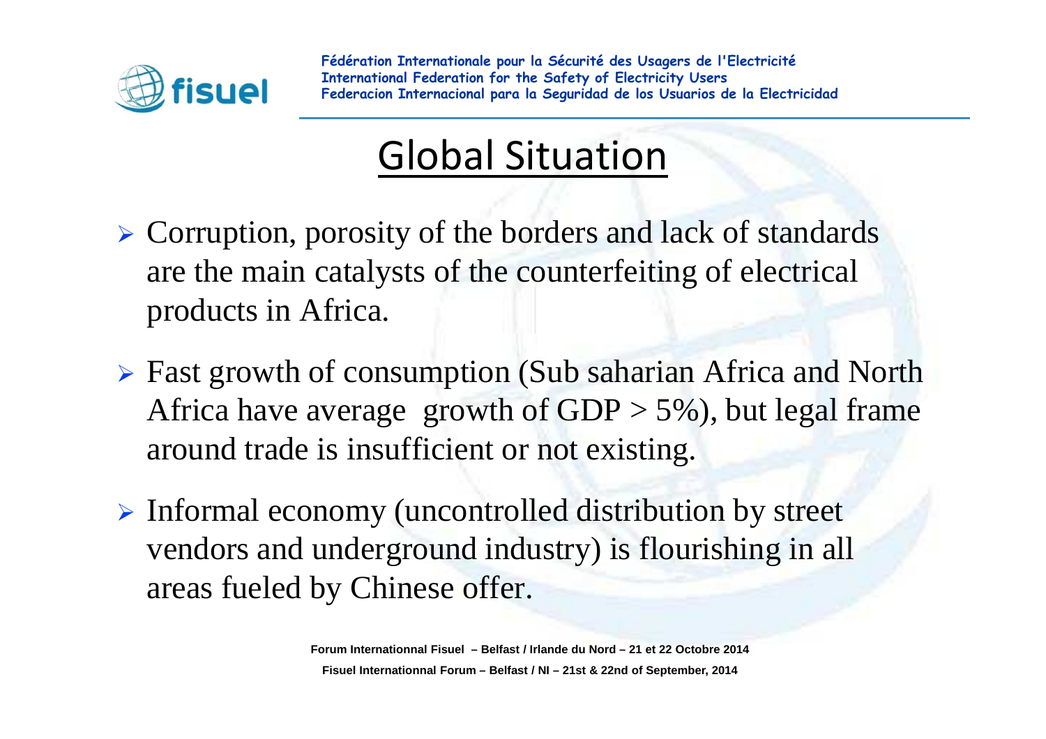# Global Situation

- Corruption, porosity of the borders and lack of standards are the main catalysts of the counterfeiting of electrical products in Africa.
- Fast growth of consumption (Sub saharian Africa and North Africa have average growth of GDP > 5%), but legal frame around trade is insufficient or not existing.
- Informal economy (uncontrolled distribution by street vendors and underground industry) is flourishing in all areas fueled by Chinese offer.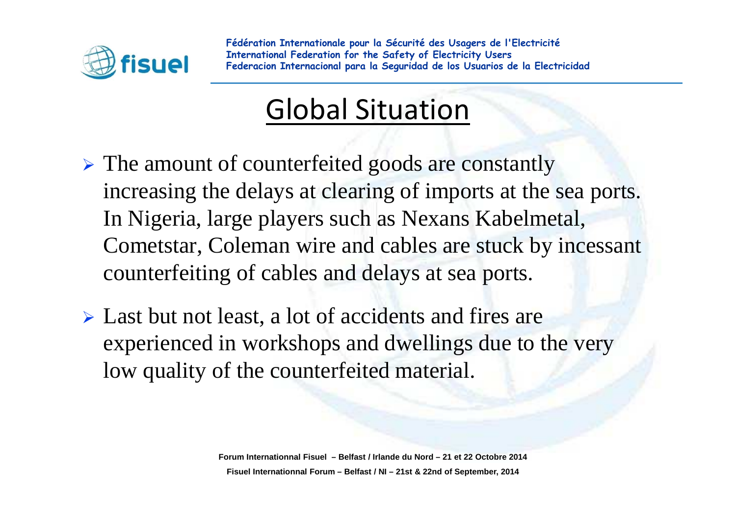# Global Situation

- The amount of counterfeited goods are constantly increasing the delays at clearing of imports at the sea ports. In Nigeria, large players such as Nexans Kabelmetal, Cometstar, Coleman wire and cables are stuck by incessant counterfeiting of cables and delays at sea ports.
- Last but not least, a lot of accidents and fires are experienced in workshops and dwellings due to the very low quality of the counterfeited material.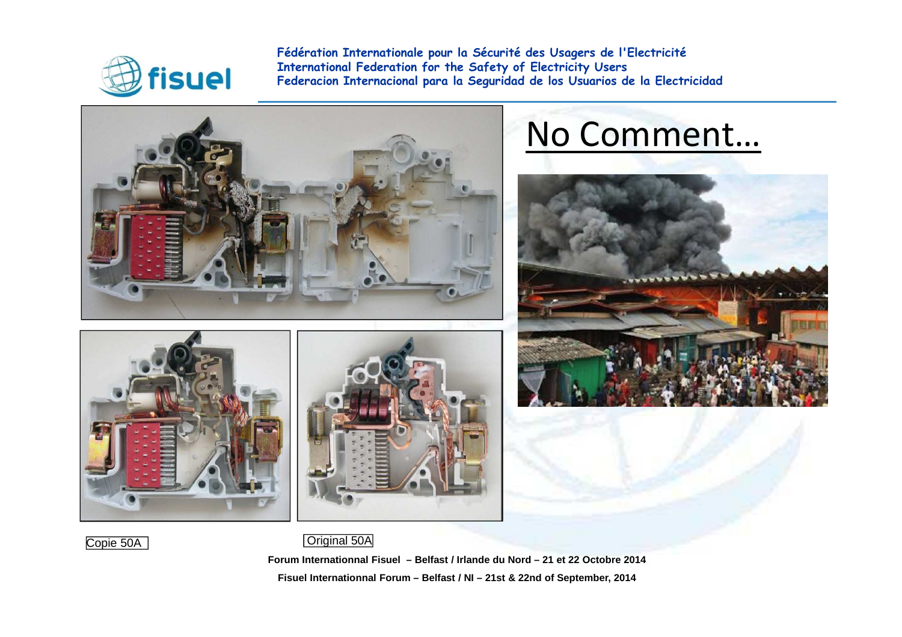# No Comment…

Copie 50A

Original 50A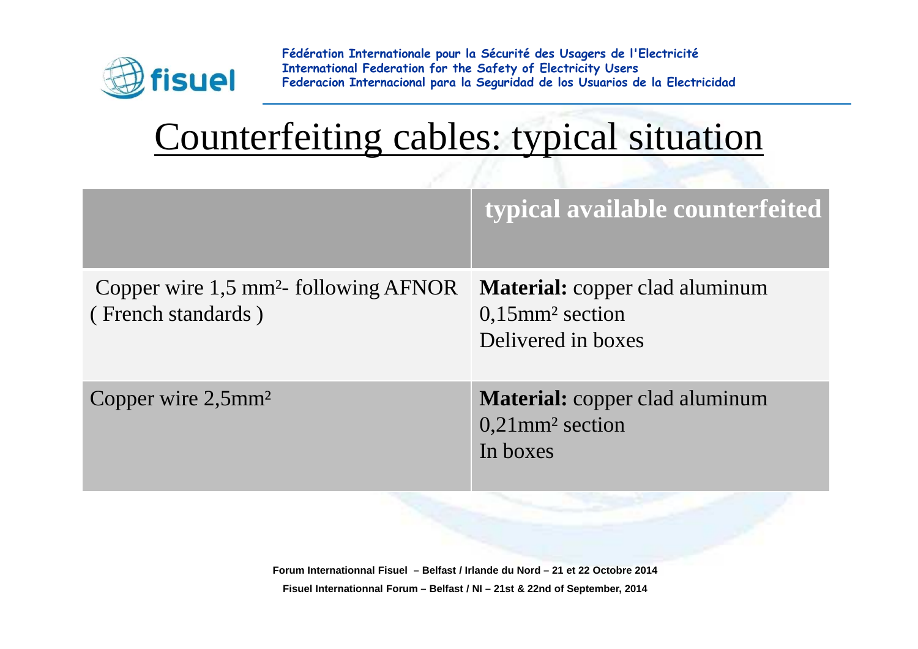# Counterfeiting cables: typical situation

| | typical available counterfeited |
|---|---|
| Copper wire 1,5 mm²- following AFNOR ( French standards ) | **Material:** copper clad aluminum<br>0,15mm² section<br>Delivered in boxes |
| Copper wire 2,5mm² | **Material:** copper clad aluminum<br>0,21mm² section<br>In boxes |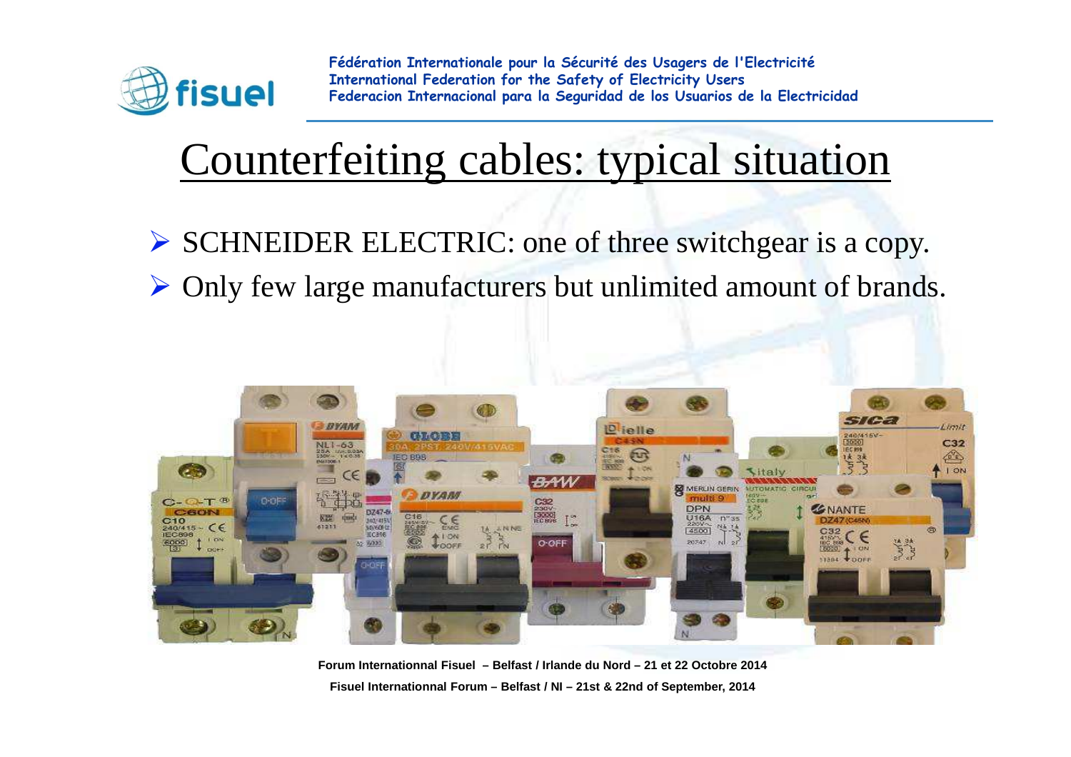# Counterfeiting cables: typical situation

- SCHNEIDER ELECTRIC: one of three switchgear is a copy.
- Only few large manufacturers but unlimited amount of brands.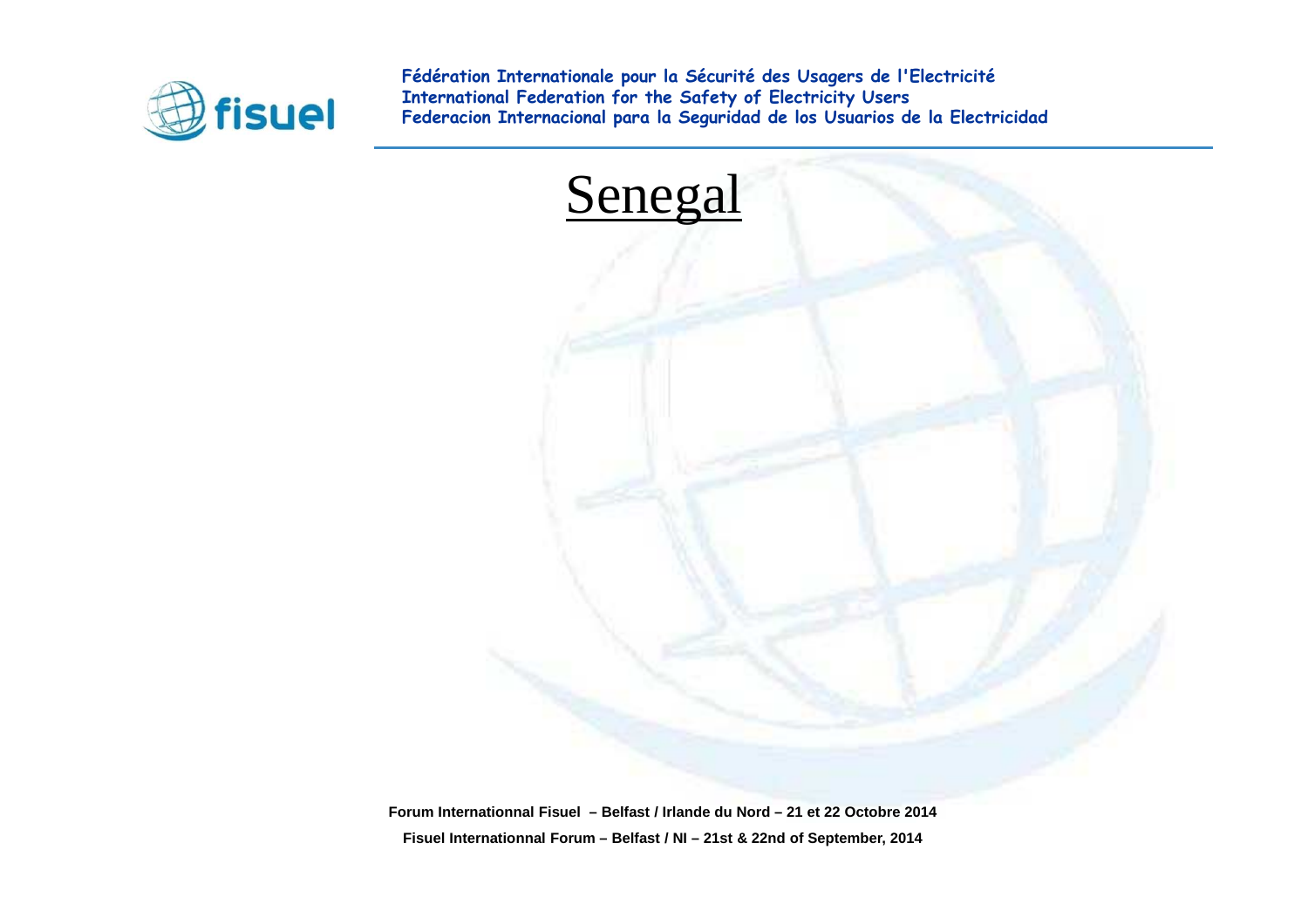# Senegal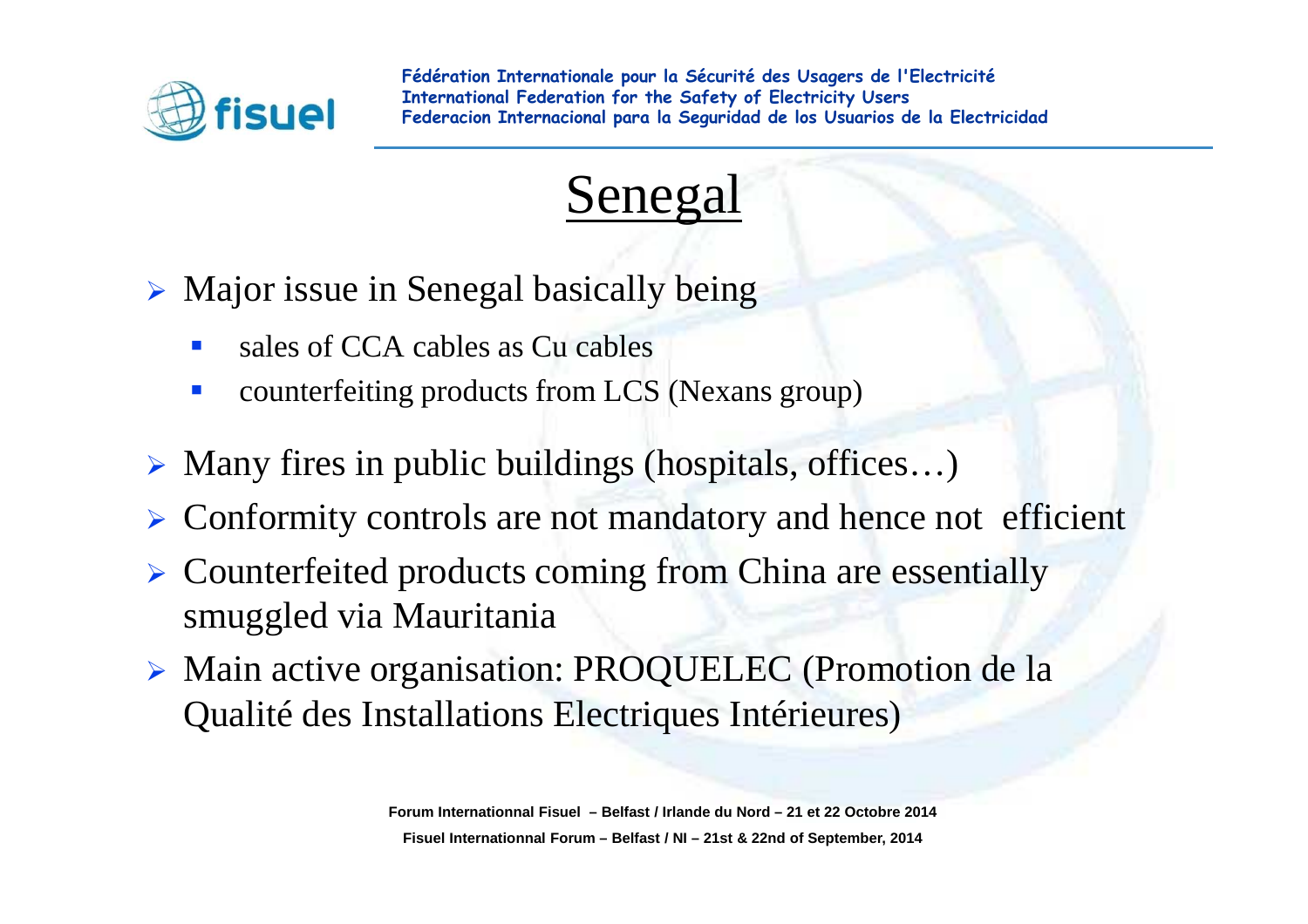# Senegal

- Major issue in Senegal basically being
  - sales of CCA cables as Cu cables
  - counterfeiting products from LCS (Nexans group)
- Many fires in public buildings (hospitals, offices…)
- Conformity controls are not mandatory and hence not efficient
- Counterfeited products coming from China are essentially smuggled via Mauritania
- Main active organisation: PROQUELEC (Promotion de la Qualité des Installations Electriques Intérieures)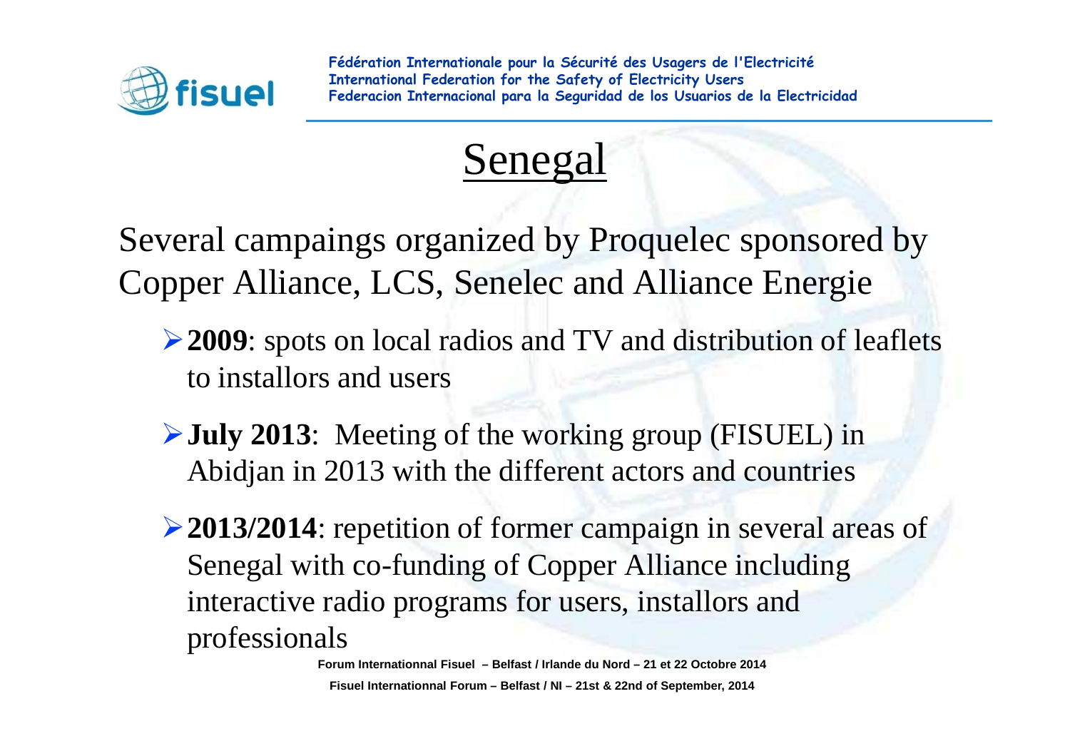# Senegal

Several campaings organized by Proquelec sponsored by Copper Alliance, LCS, Senelec and Alliance Energie

- **2009**: spots on local radios and TV and distribution of leaflets to installors and users
- **July 2013**: Meeting of the working group (FISUEL) in Abidjan in 2013 with the different actors and countries
- **2013/2014**: repetition of former campaign in several areas of Senegal with co-funding of Copper Alliance including interactive radio programs for users, installors and professionals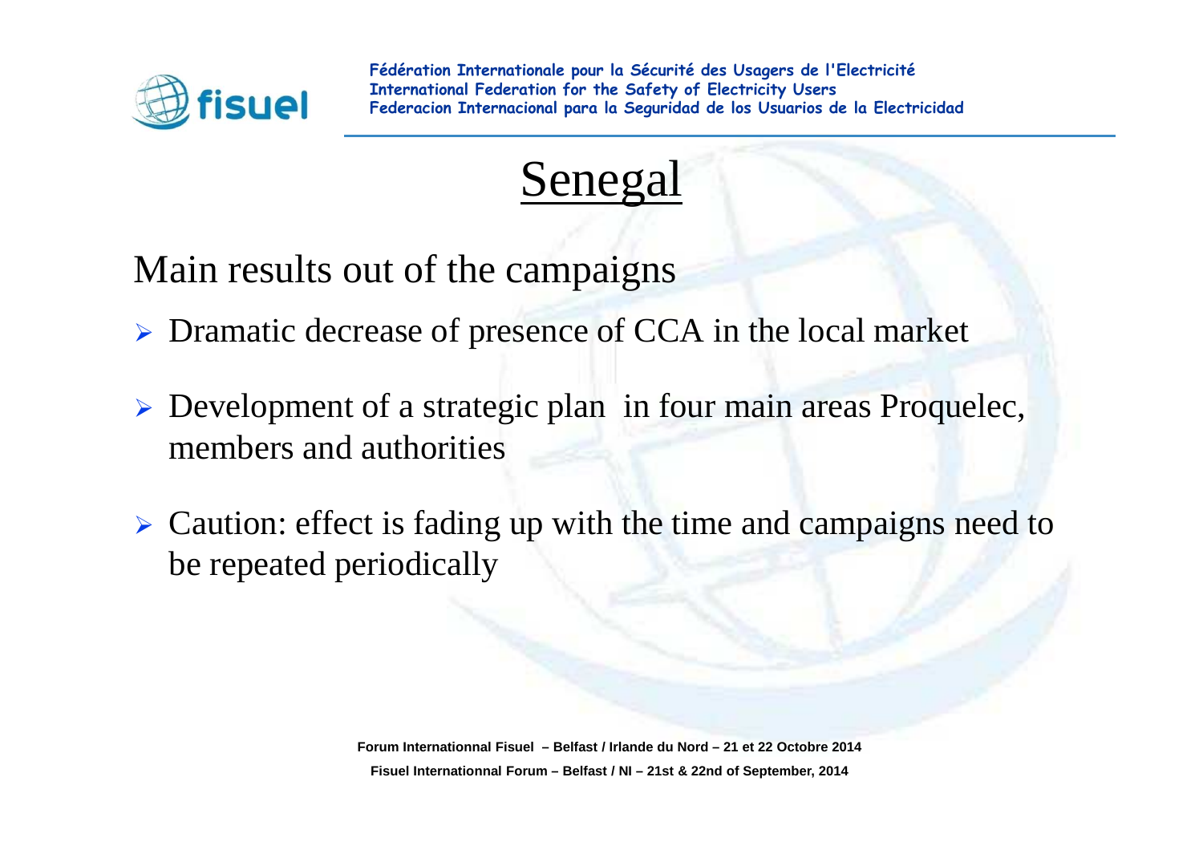# Senegal

Main results out of the campaigns

- Dramatic decrease of presence of CCA in the local market
- Development of a strategic plan in four main areas Proquelec, members and authorities
- Caution: effect is fading up with the time and campaigns need to be repeated periodically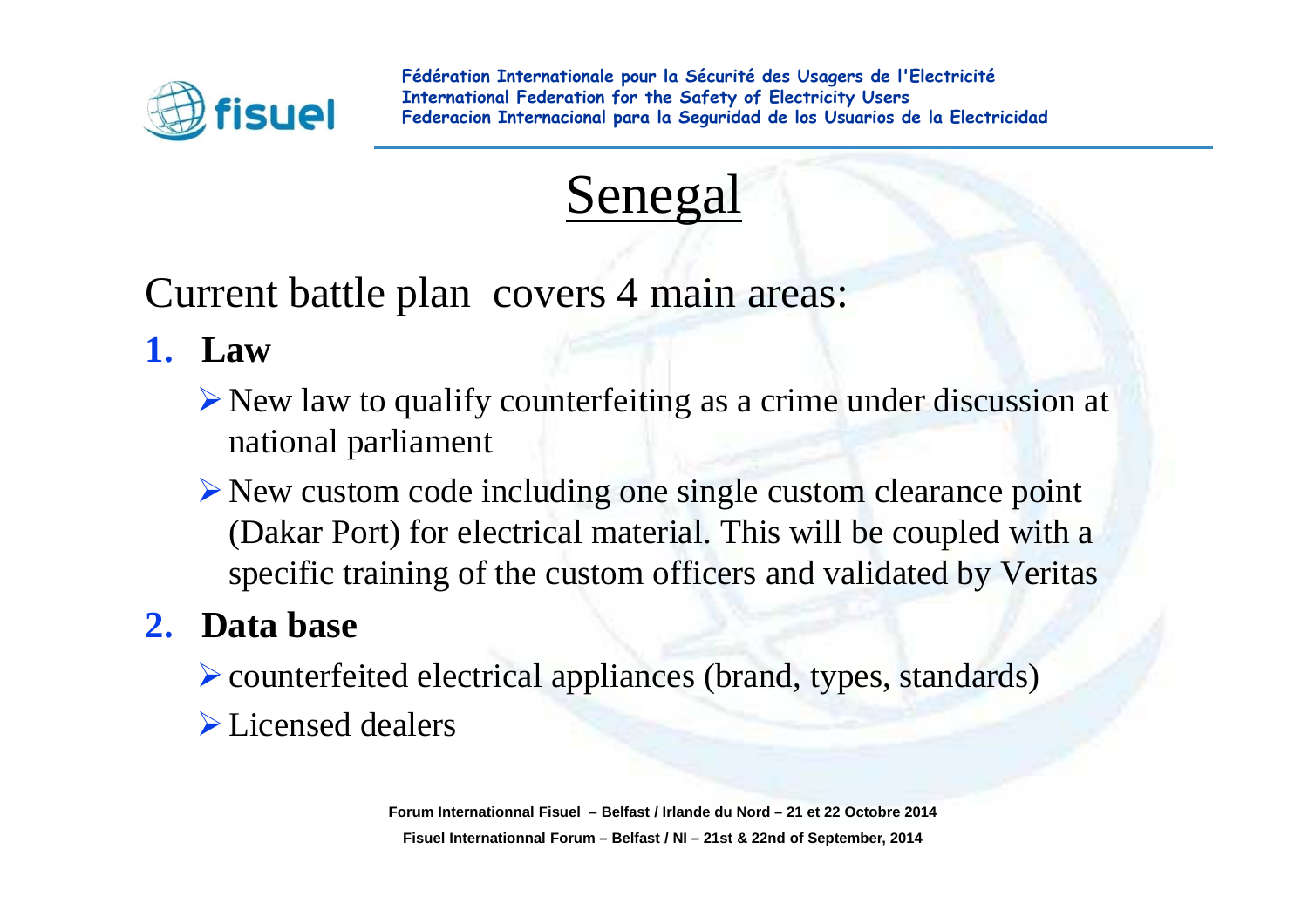# Senegal

Current battle plan covers 4 main areas:

1. **Law**
   - New law to qualify counterfeiting as a crime under discussion at national parliament
   - New custom code including one single custom clearance point (Dakar Port) for electrical material. This will be coupled with a specific training of the custom officers and validated by Veritas
2. **Data base**
   - counterfeited electrical appliances (brand, types, standards)
   - Licensed dealers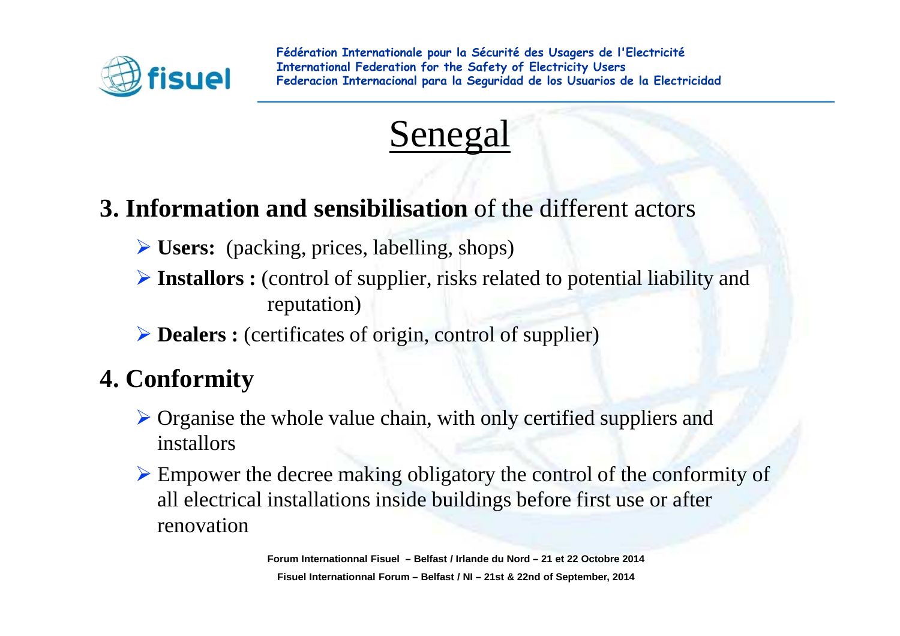# Senegal

## 3. **Information and sensibilisation** of the different actors

- **Users:** (packing, prices, labelling, shops)
- **Installors :** (control of supplier, risks related to potential liability and reputation)
- **Dealers :** (certificates of origin, control of supplier)

## 4. Conformity

- Organise the whole value chain, with only certified suppliers and installors
- Empower the decree making obligatory the control of the conformity of all electrical installations inside buildings before first use or after renovation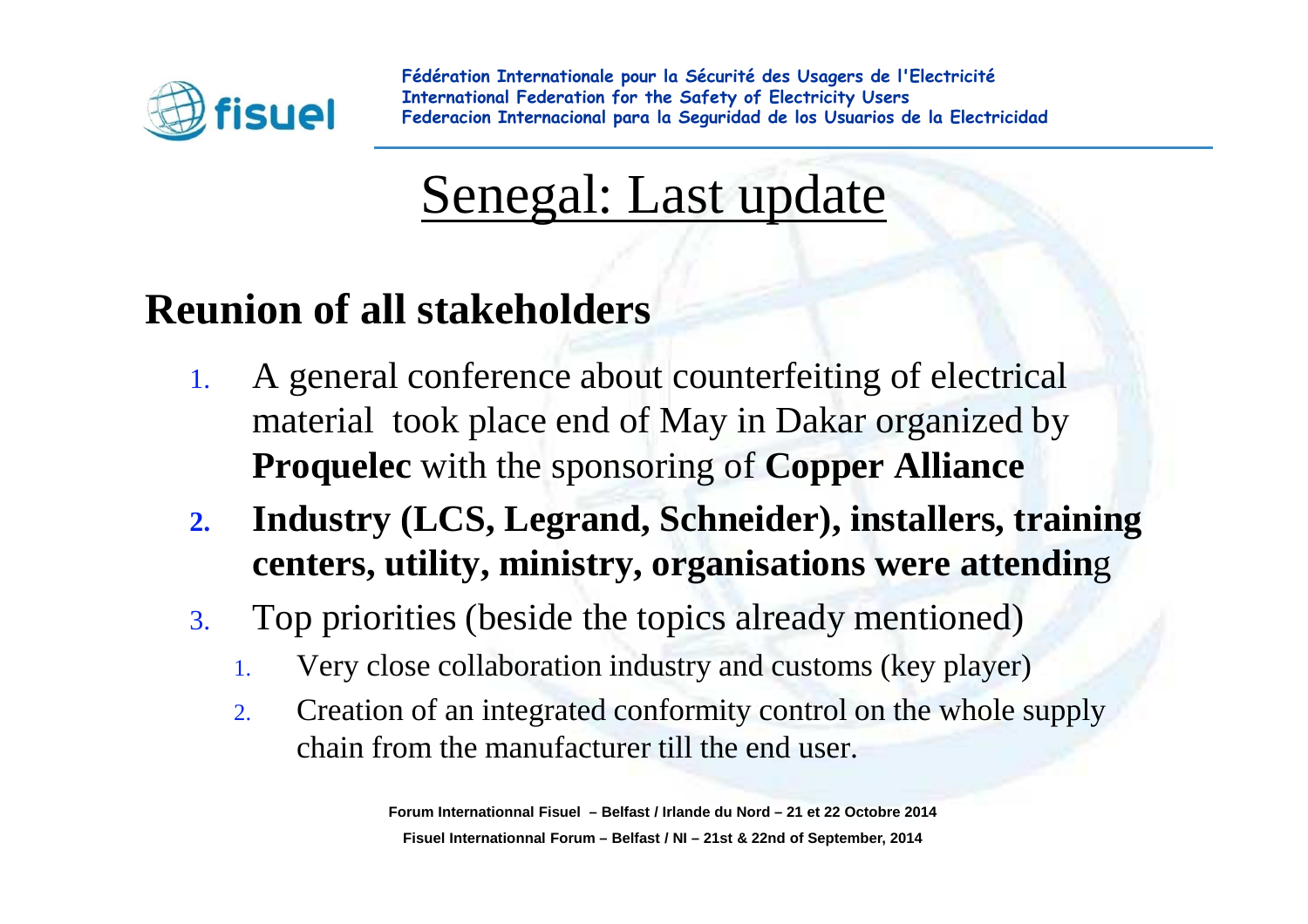# Senegal: Last update

## Reunion of all stakeholders

1. A general conference about counterfeiting of electrical material took place end of May in Dakar organized by **Proquelec** with the sponsoring of **Copper Alliance**
2. **Industry (LCS, Legrand, Schneider), installers, training centers, utility, ministry, organisations were attending**
3. Top priorities (beside the topics already mentioned)
   1. Very close collaboration industry and customs (key player)
   2. Creation of an integrated conformity control on the whole supply chain from the manufacturer till the end user.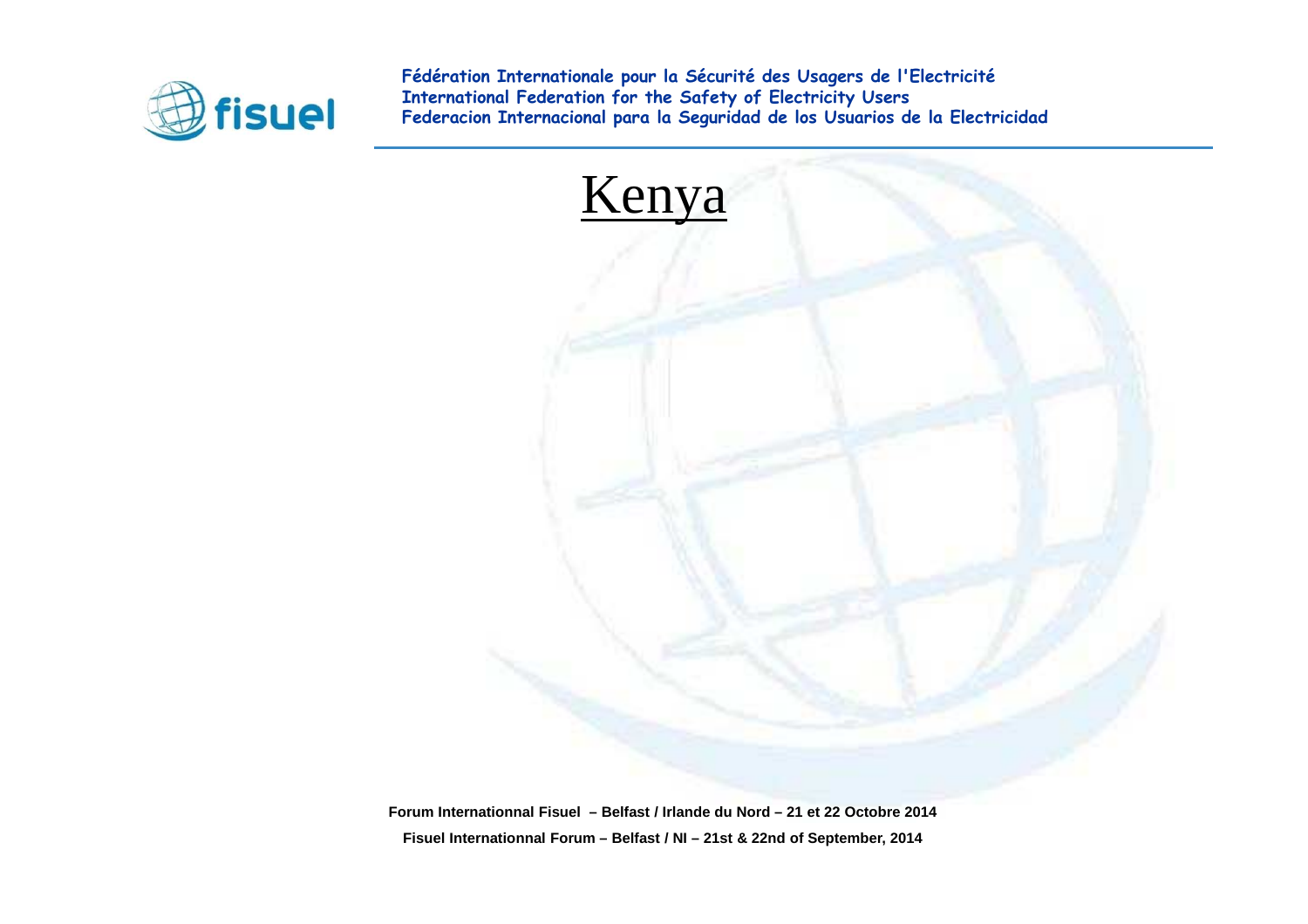# Kenya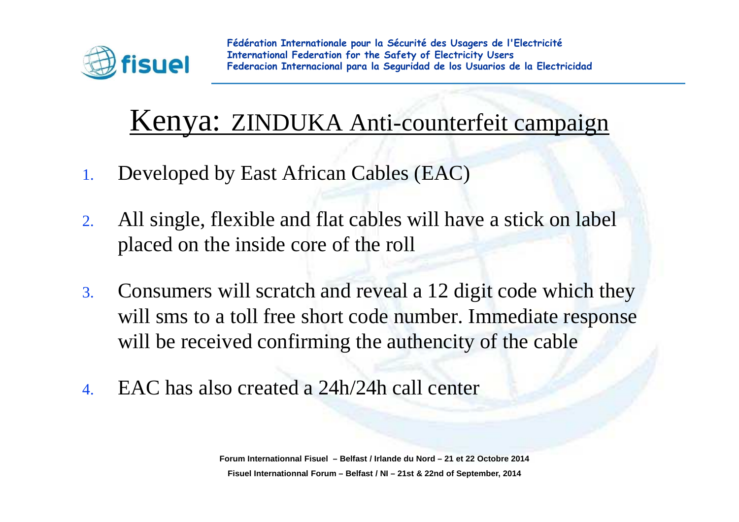# Kenya: ZINDUKA Anti-counterfeit campaign

1. Developed by East African Cables (EAC)
2. All single, flexible and flat cables will have a stick on label placed on the inside core of the roll
3. Consumers will scratch and reveal a 12 digit code which they will sms to a toll free short code number. Immediate response will be received confirming the authencity of the cable
4. EAC has also created a 24h/24h call center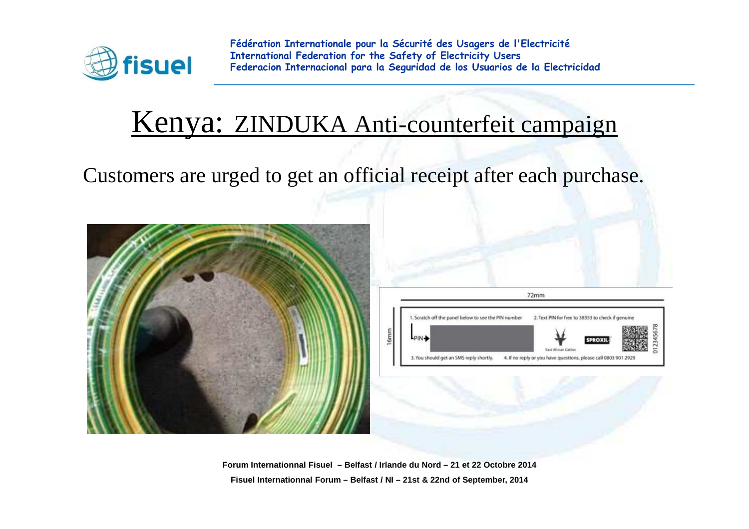# Kenya: ZINDUKA Anti-counterfeit campaign

Customers are urged to get an official receipt after each purchase.

72mm

16mm

1. Scratch off the panel below to see the PIN number
2. Text PIN for free to 38353 to check if genuine

PIN

East African Cables

SPROXIL

012345678

3. You should get an SMS reply shortly.
4. If no reply or you have questions, please call 0803 901 2929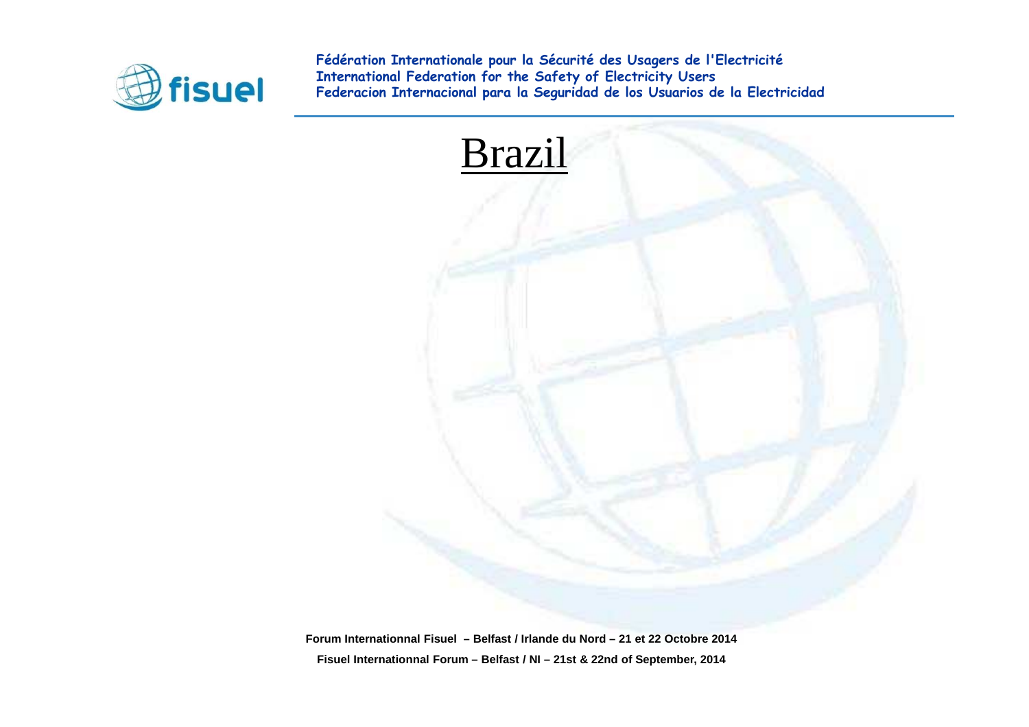# Brazil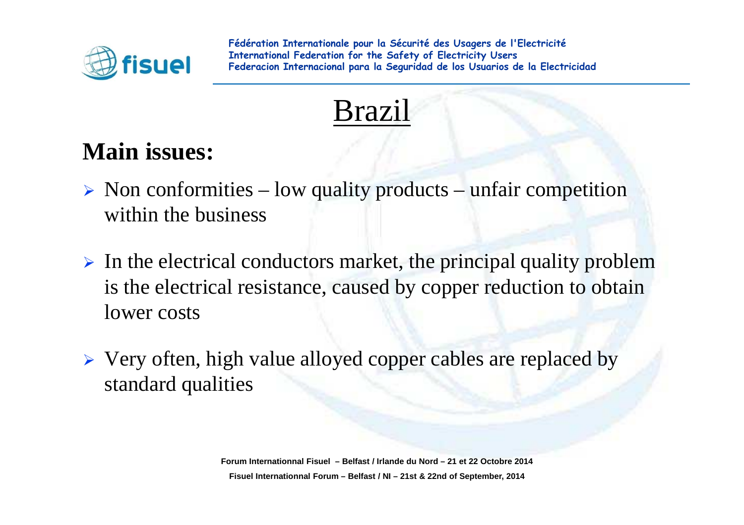# Brazil

## Main issues:

- Non conformities – low quality products – unfair competition within the business
- In the electrical conductors market, the principal quality problem is the electrical resistance, caused by copper reduction to obtain lower costs
- Very often, high value alloyed copper cables are replaced by standard qualities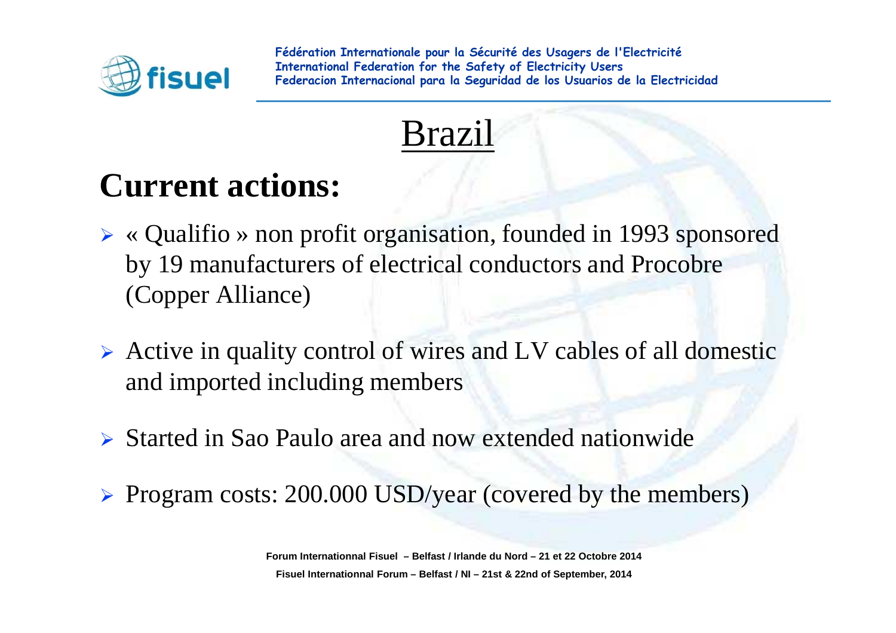# Brazil

## Current actions:

- « Qualifio » non profit organisation, founded in 1993 sponsored by 19 manufacturers of electrical conductors and Procobre (Copper Alliance)
- Active in quality control of wires and LV cables of all domestic and imported including members
- Started in Sao Paulo area and now extended nationwide
- Program costs: 200.000 USD/year (covered by the members)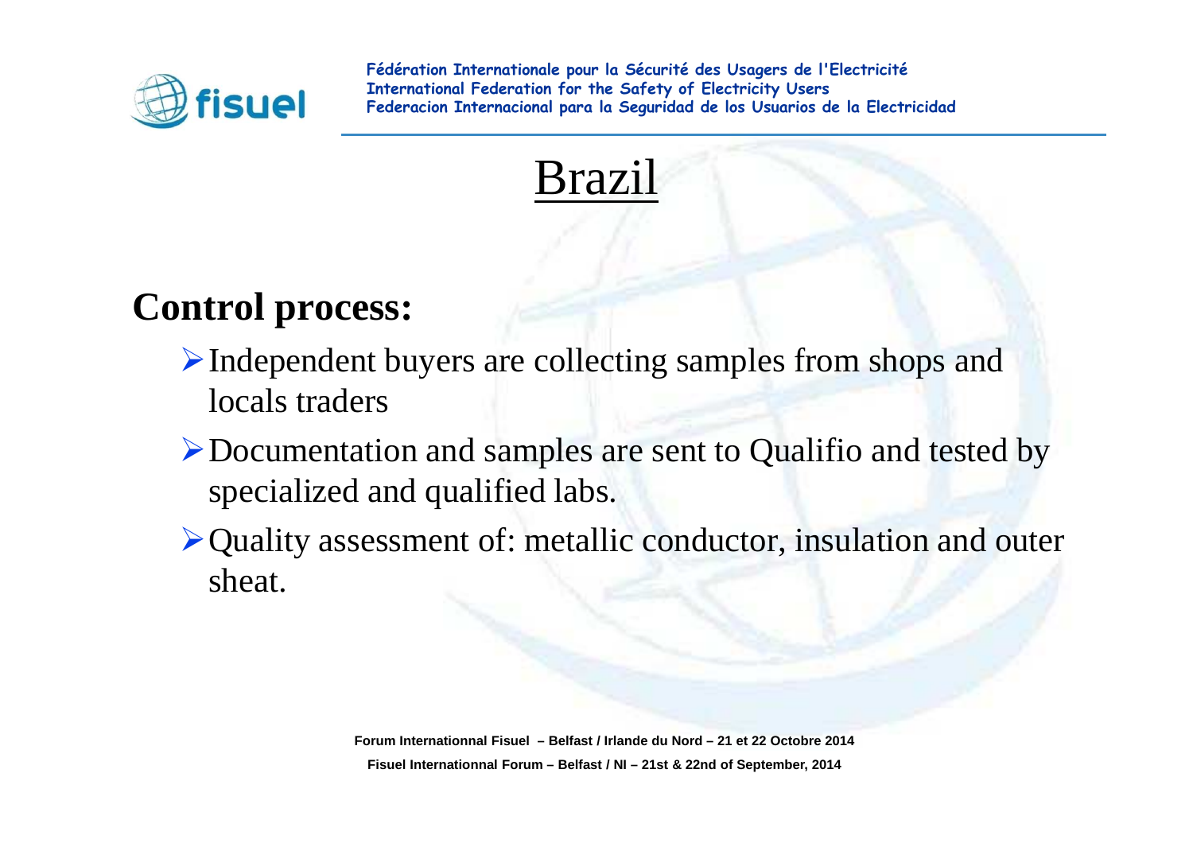# Brazil

## Control process:

- Independent buyers are collecting samples from shops and locals traders
- Documentation and samples are sent to Qualifio and tested by specialized and qualified labs.
- Quality assessment of: metallic conductor, insulation and outer sheat.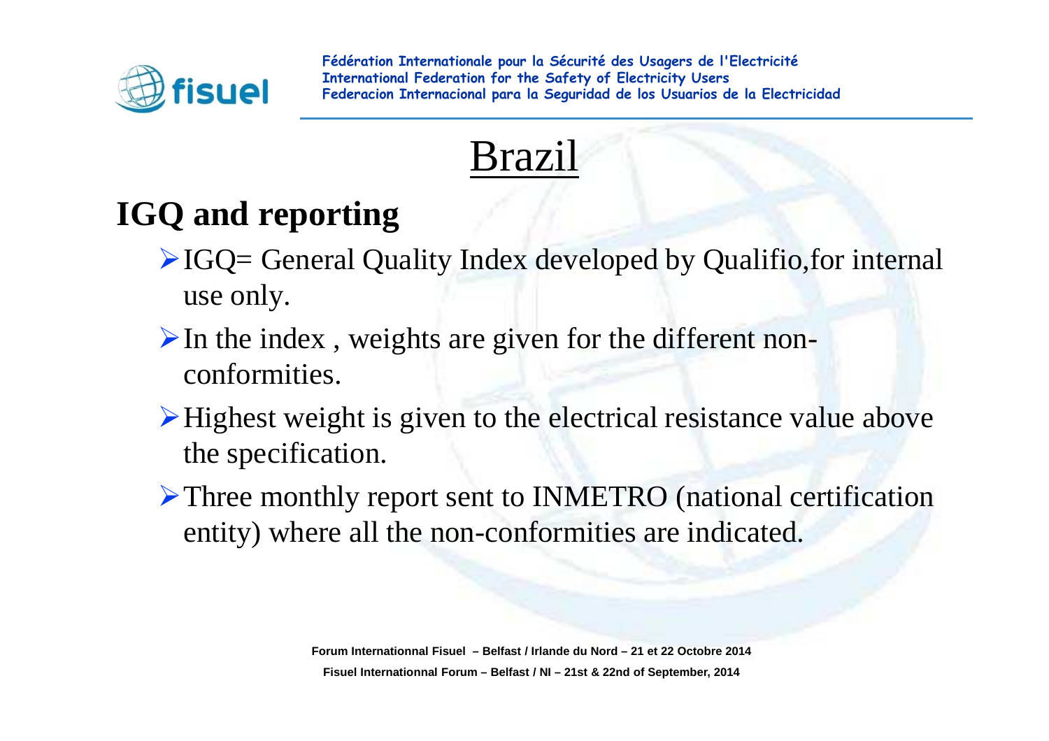# Brazil

## IGQ and reporting

- IGQ= General Quality Index developed by Qualifio,for internal use only.
- In the index , weights are given for the different non-conformities.
- Highest weight is given to the electrical resistance value above the specification.
- Three monthly report sent to INMETRO (national certification entity) where all the non-conformities are indicated.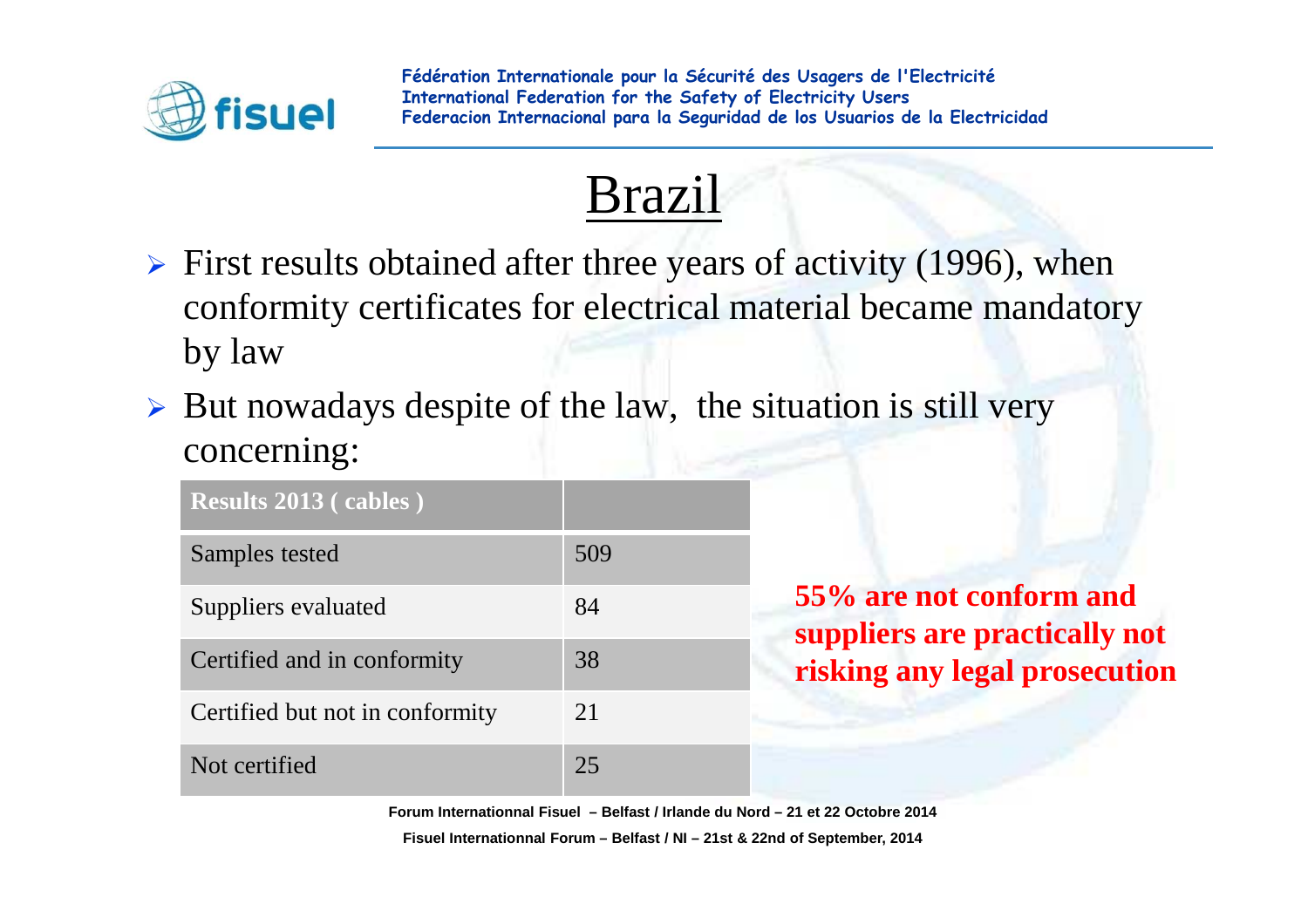# Brazil

- First results obtained after three years of activity (1996), when conformity certificates for electrical material became mandatory by law
- But nowadays despite of the law, the situation is still very concerning:

| Results 2013 ( cables ) | |
|---|---|
| Samples tested | 509 |
| Suppliers evaluated | 84 |
| Certified and in conformity | 38 |
| Certified but not in conformity | 21 |
| Not certified | 25 |

**55% are not conform and suppliers are practically not risking any legal prosecution**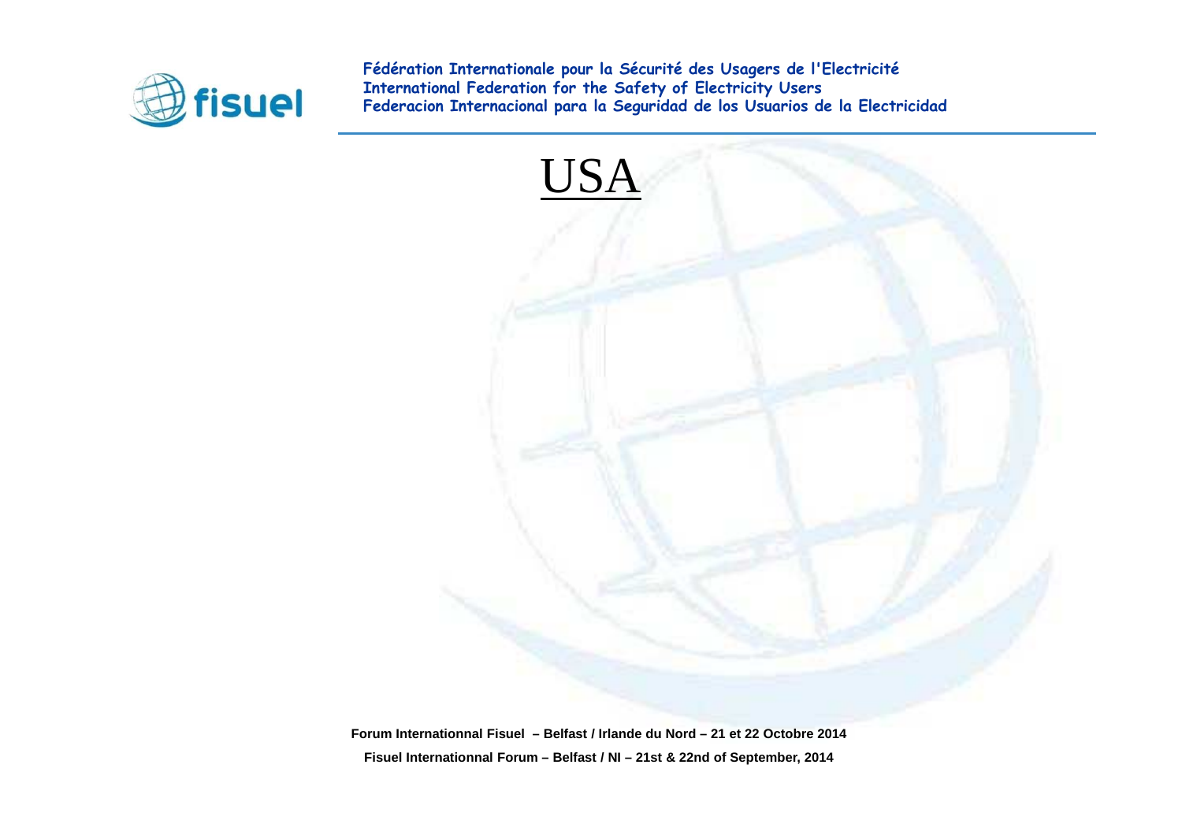# USA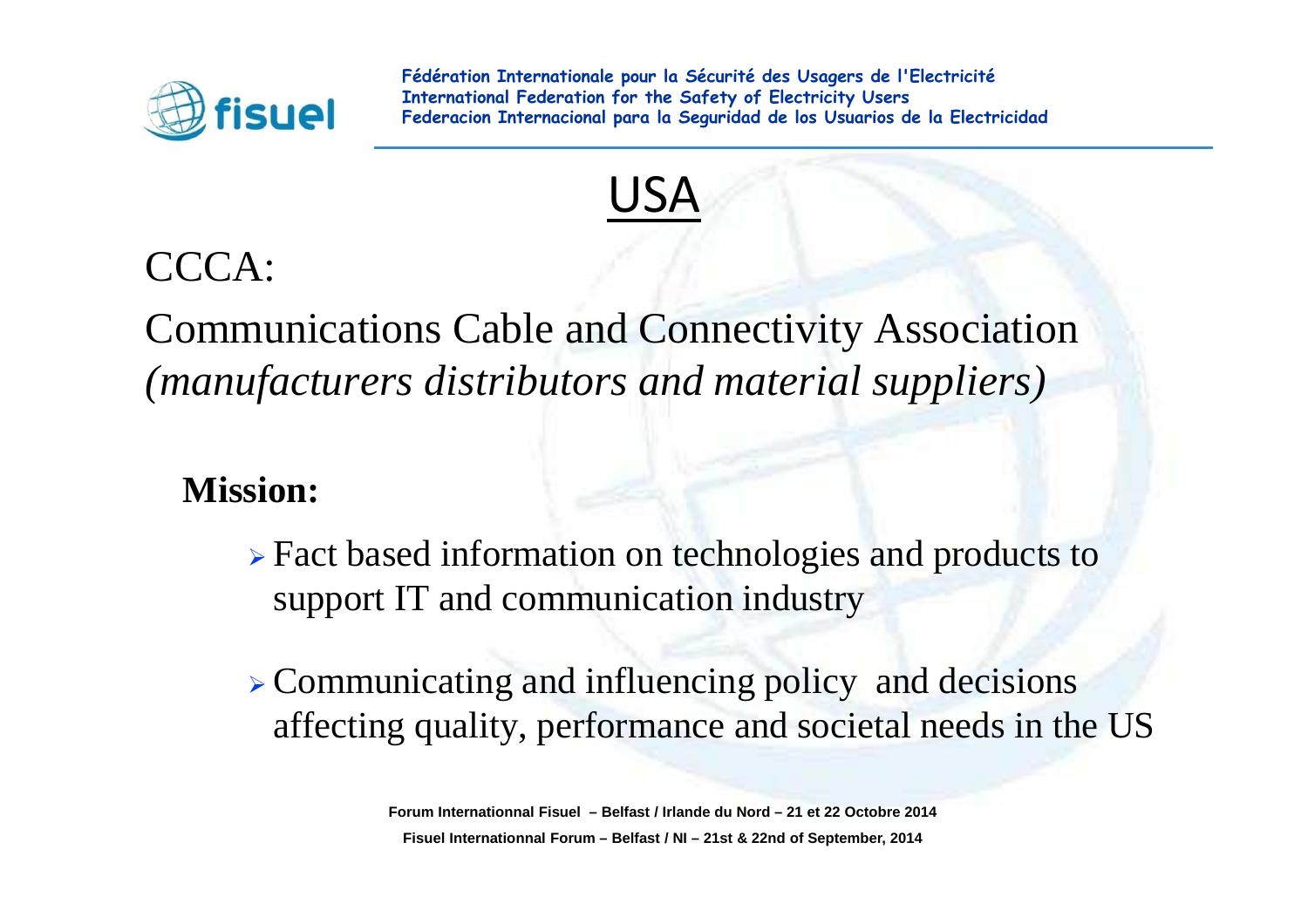# USA

CCCA:

Communications Cable and Connectivity Association *(manufacturers distributors and material suppliers)*

**Mission:**

- Fact based information on technologies and products to support IT and communication industry
- Communicating and influencing policy and decisions affecting quality, performance and societal needs in the US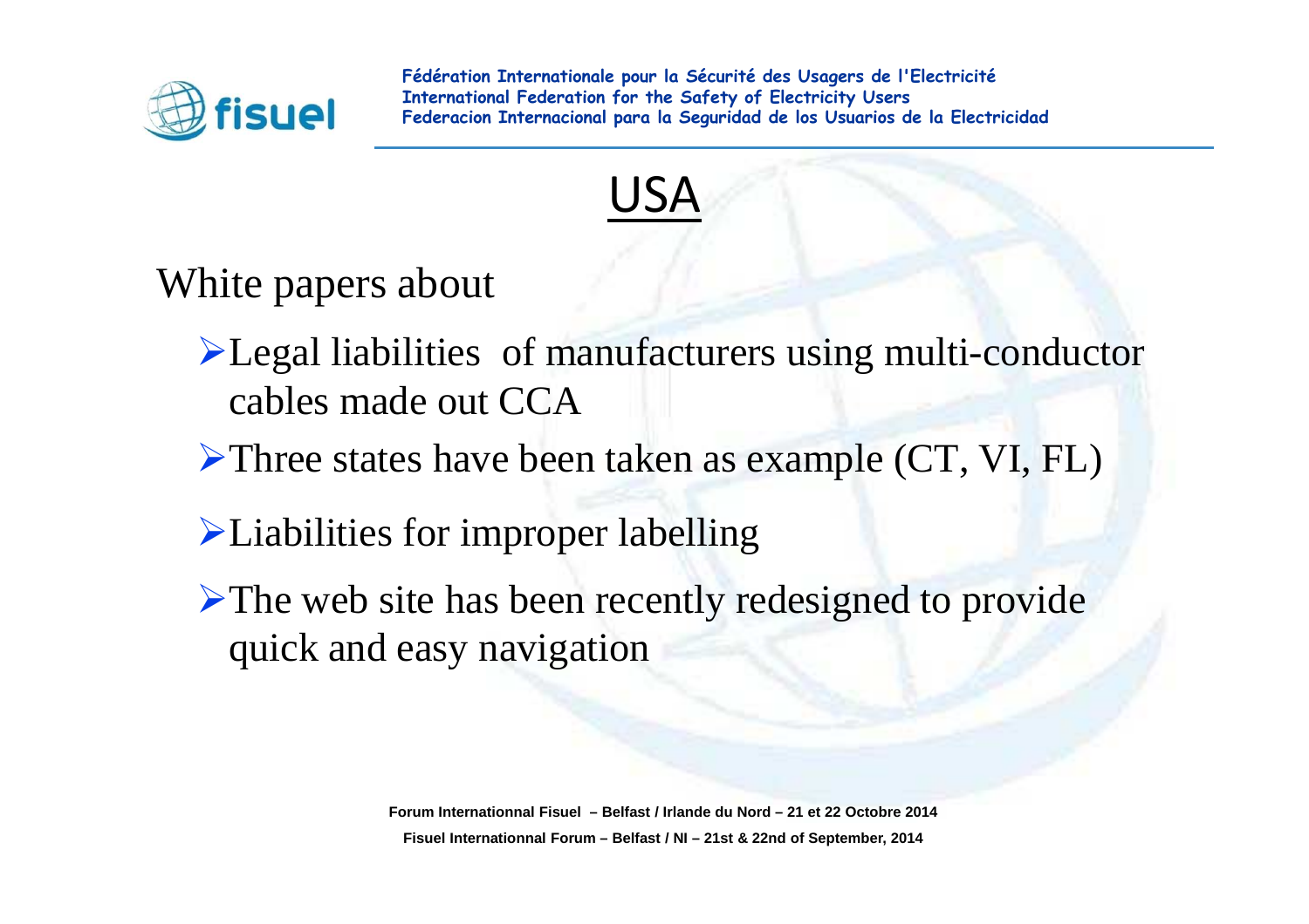# USA

White papers about

- Legal liabilities of manufacturers using multi-conductor cables made out CCA
- Three states have been taken as example (CT, VI, FL)
- Liabilities for improper labelling
- The web site has been recently redesigned to provide quick and easy navigation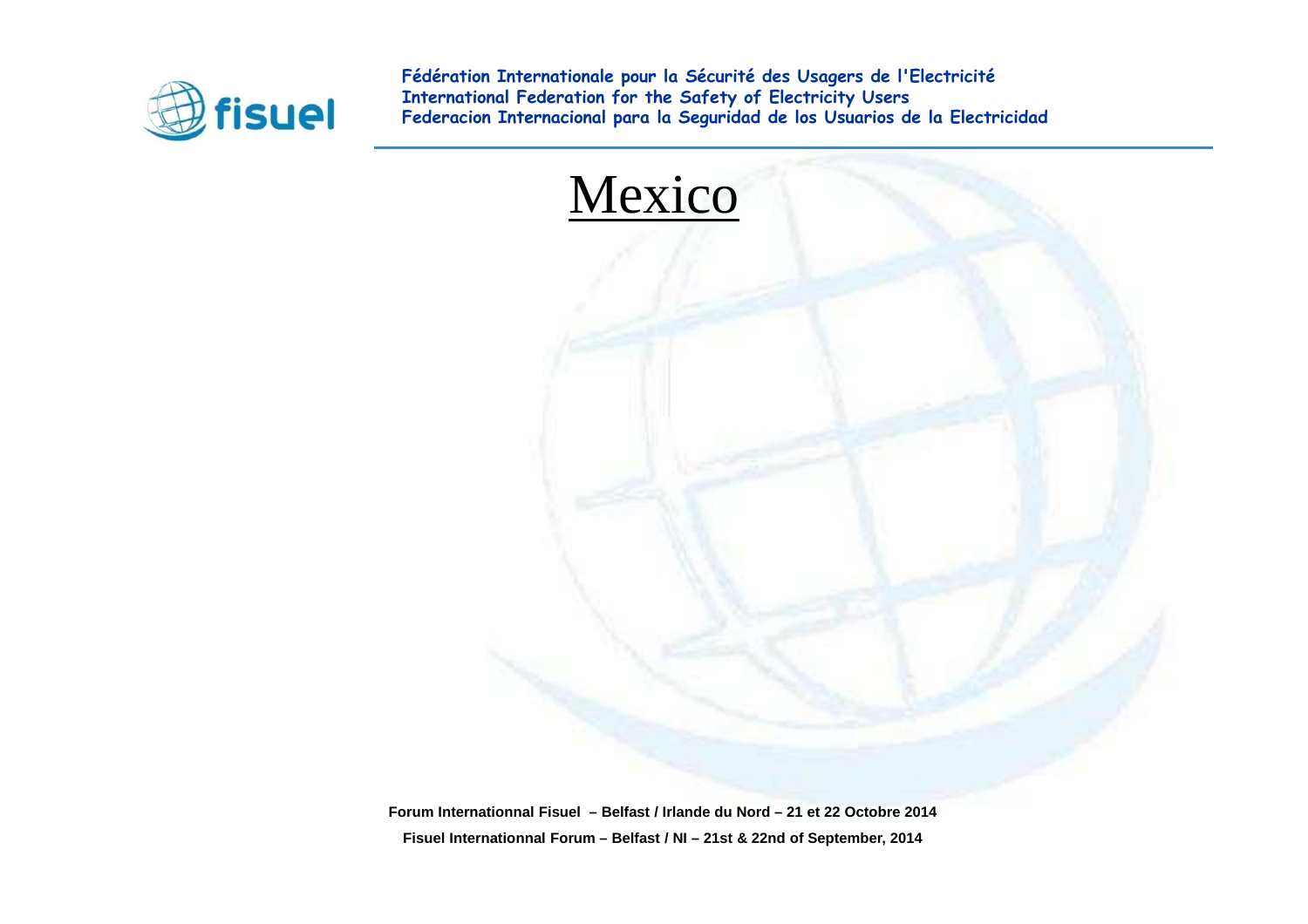# Mexico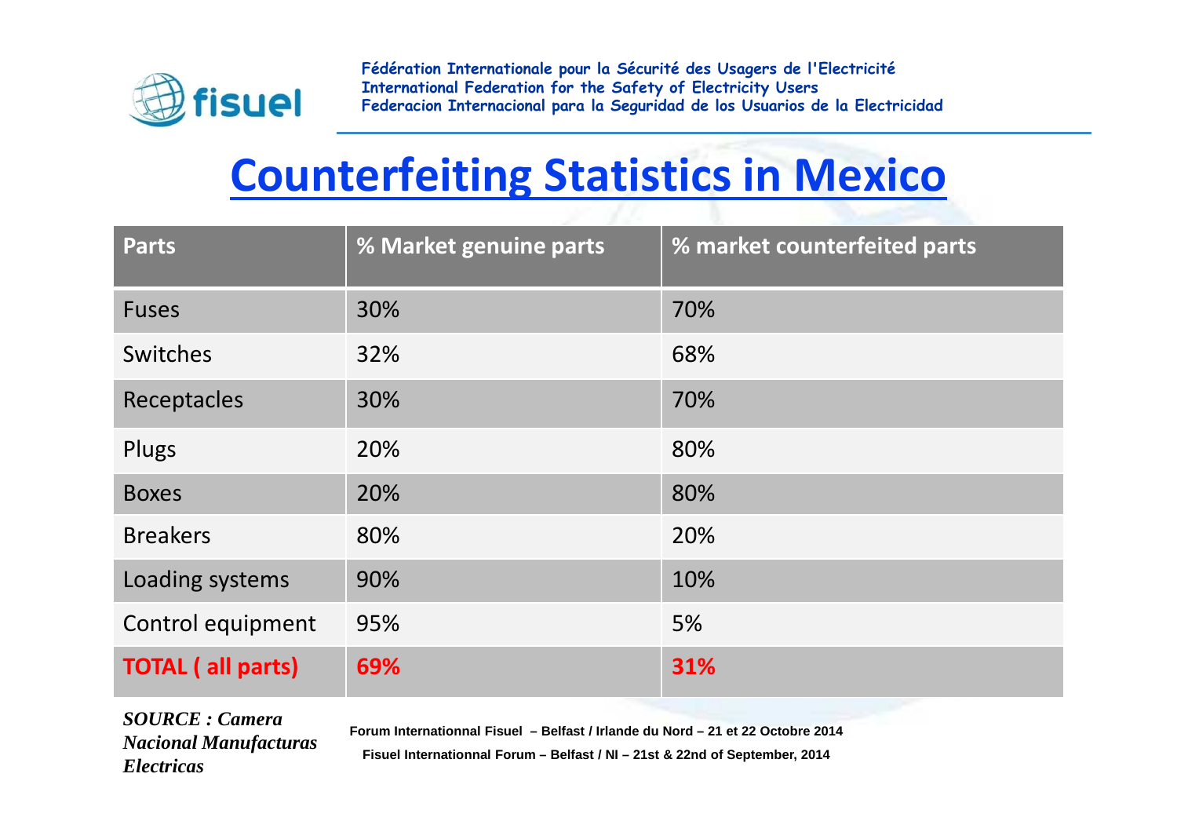# Counterfeiting Statistics in Mexico

| Parts | % Market genuine parts | % market counterfeited parts |
|---|---|---|
| Fuses | 30% | 70% |
| Switches | 32% | 68% |
| Receptacles | 30% | 70% |
| Plugs | 20% | 80% |
| Boxes | 20% | 80% |
| Breakers | 80% | 20% |
| Loading systems | 90% | 10% |
| Control equipment | 95% | 5% |
| **TOTAL ( all parts)** | **69%** | **31%** |

***SOURCE : Camera Nacional Manufacturas Electricas***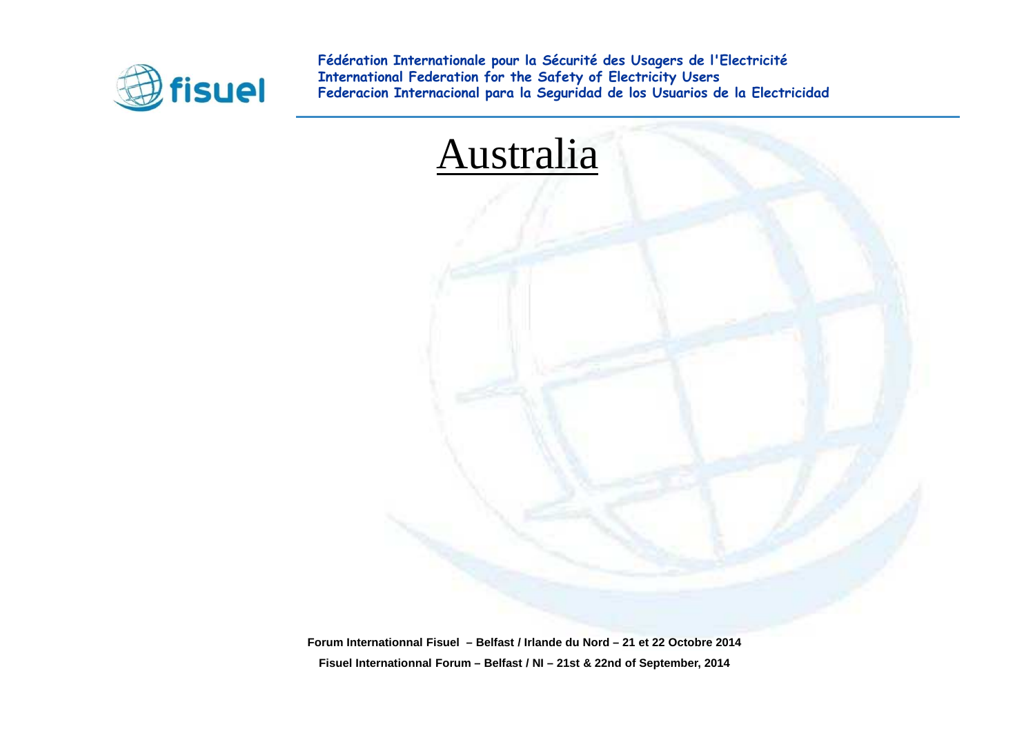# Australia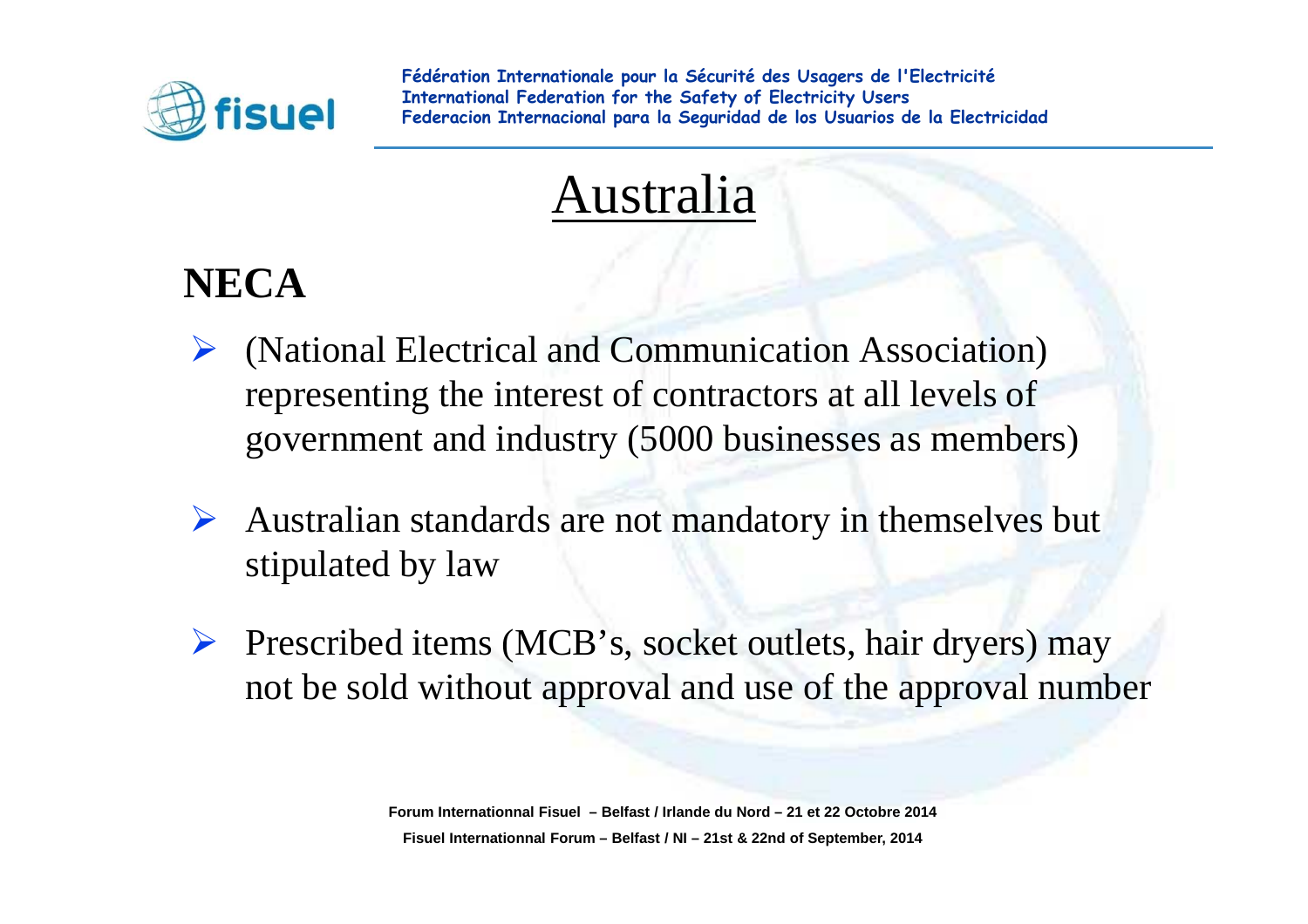# Australia

## NECA

- (National Electrical and Communication Association) representing the interest of contractors at all levels of government and industry (5000 businesses as members)
- Australian standards are not mandatory in themselves but stipulated by law
- Prescribed items (MCB’s, socket outlets, hair dryers) may not be sold without approval and use of the approval number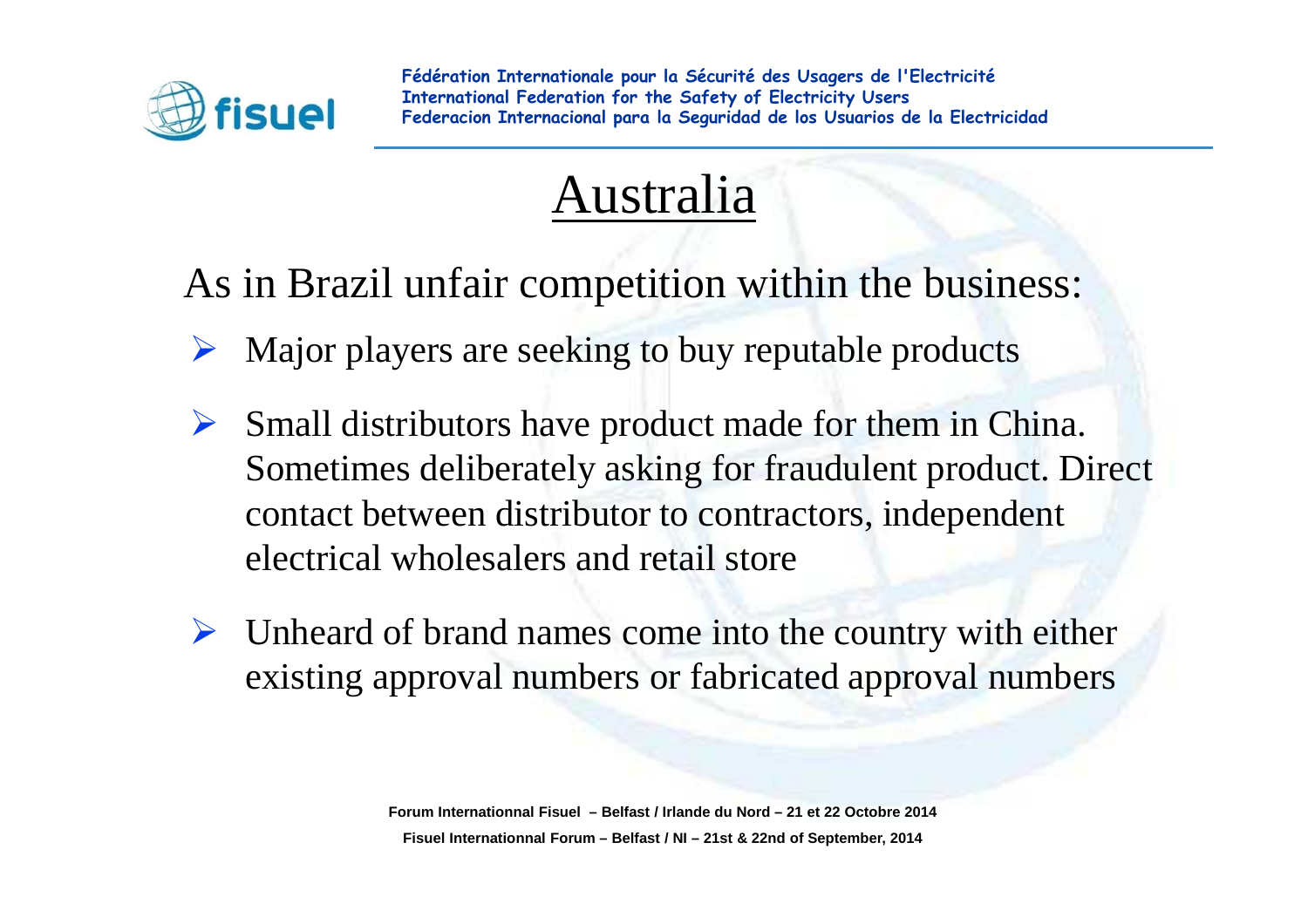# Australia

As in Brazil unfair competition within the business:

- Major players are seeking to buy reputable products
- Small distributors have product made for them in China. Sometimes deliberately asking for fraudulent product. Direct contact between distributor to contractors, independent electrical wholesalers and retail store
- Unheard of brand names come into the country with either existing approval numbers or fabricated approval numbers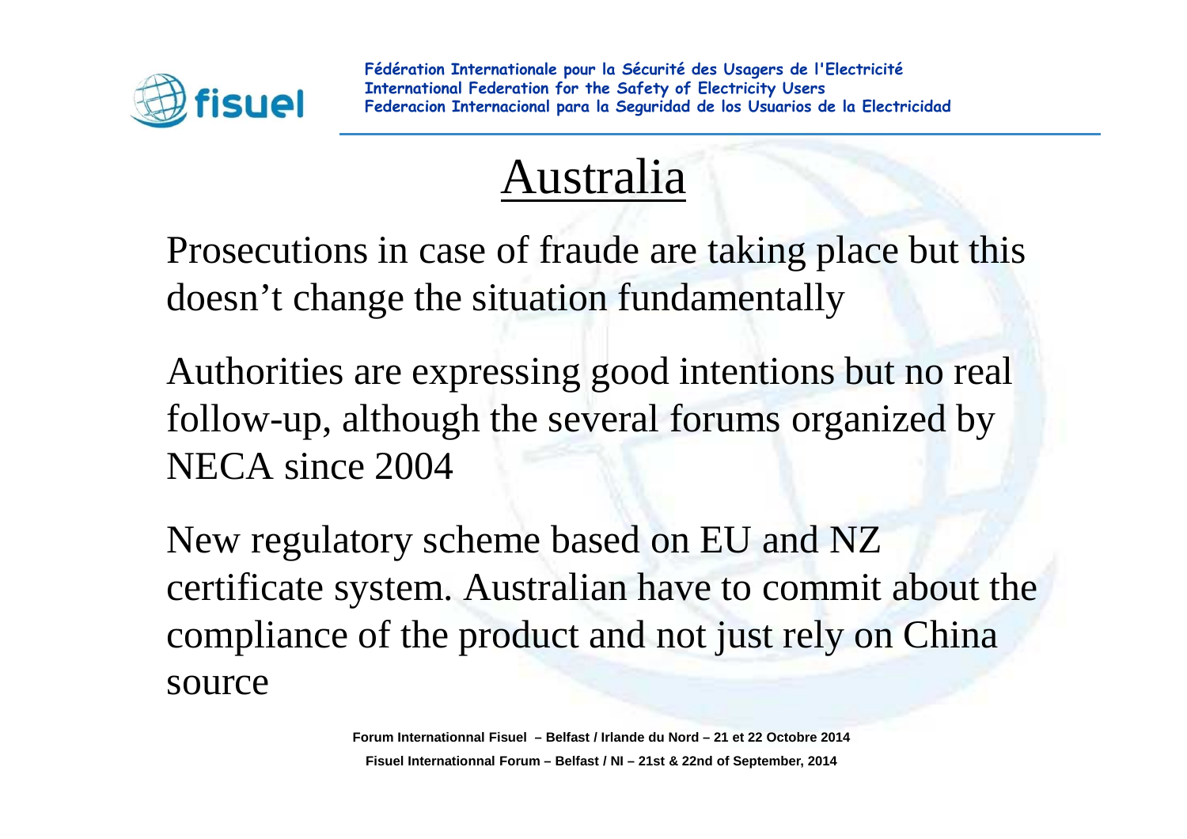# Australia

Prosecutions in case of fraude are taking place but this doesn't change the situation fundamentally

Authorities are expressing good intentions but no real follow-up, although the several forums organized by NECA since 2004

New regulatory scheme based on EU and NZ certificate system. Australian have to commit about the compliance of the product and not just rely on China source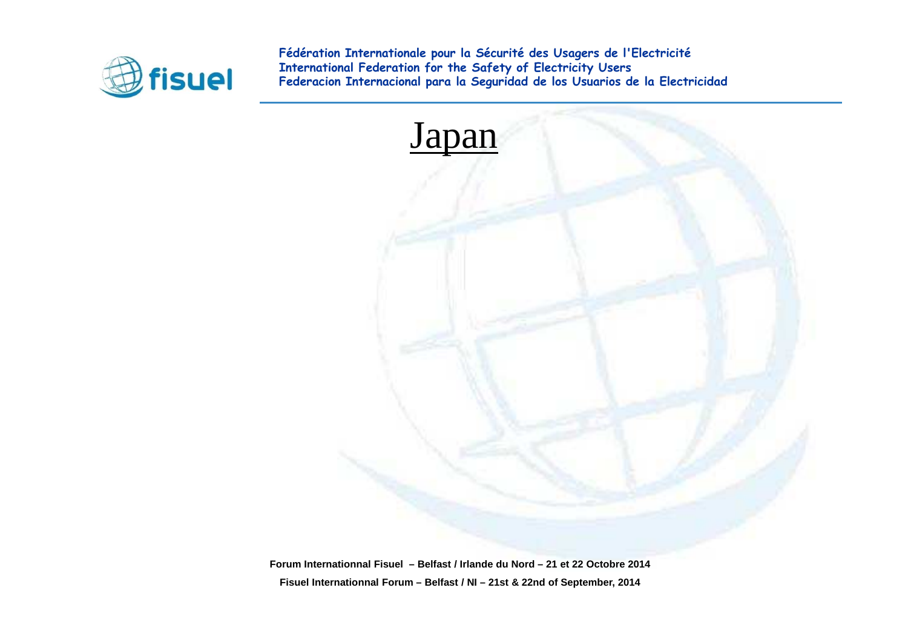# Japan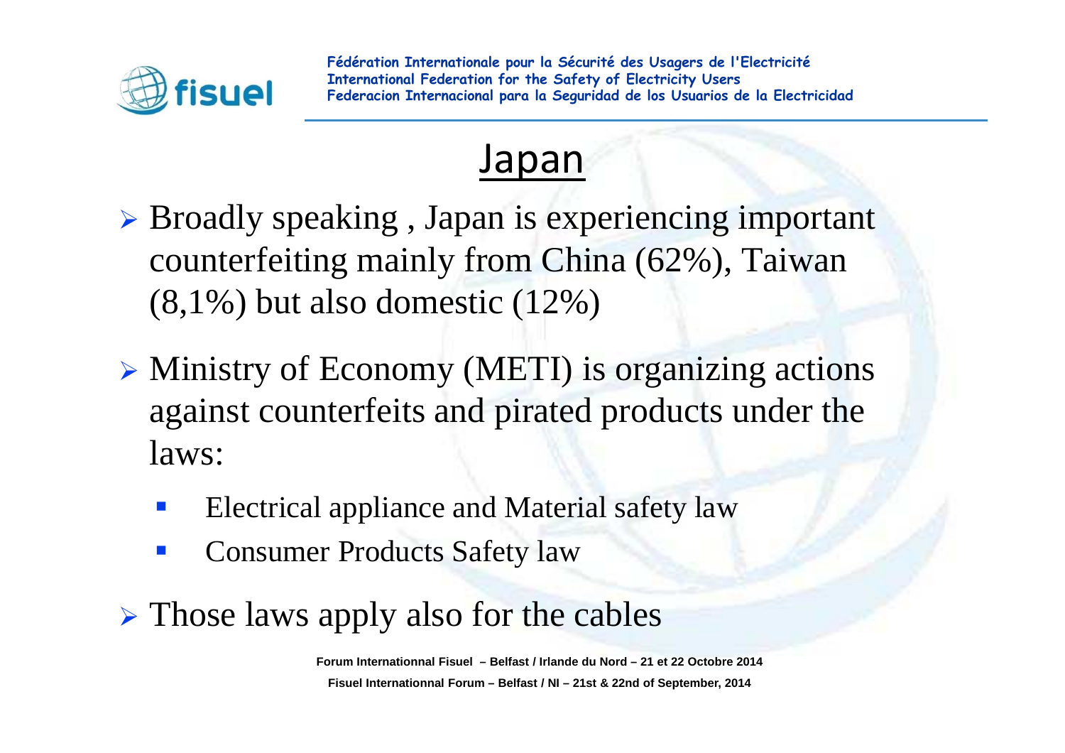# Japan

- Broadly speaking , Japan is experiencing important counterfeiting mainly from China (62%), Taiwan (8,1%) but also domestic (12%)
- Ministry of Economy (METI) is organizing actions against counterfeits and pirated products under the laws:
  - Electrical appliance and Material safety law
  - Consumer Products Safety law
- Those laws apply also for the cables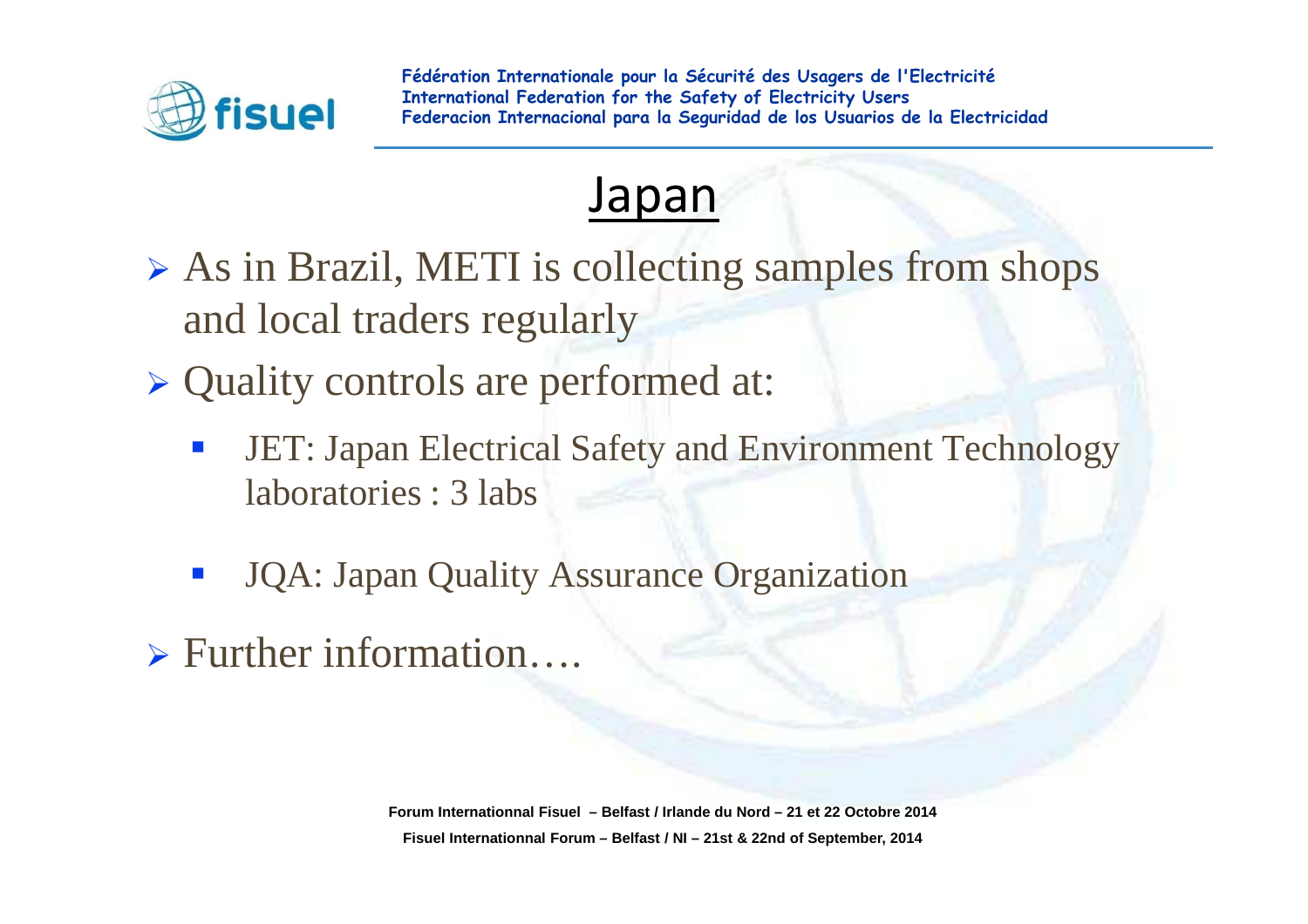# Japan

- As in Brazil, METI is collecting samples from shops and local traders regularly
- Quality controls are performed at:
  - JET: Japan Electrical Safety and Environment Technology laboratories : 3 labs
  - JQA: Japan Quality Assurance Organization
- Further information….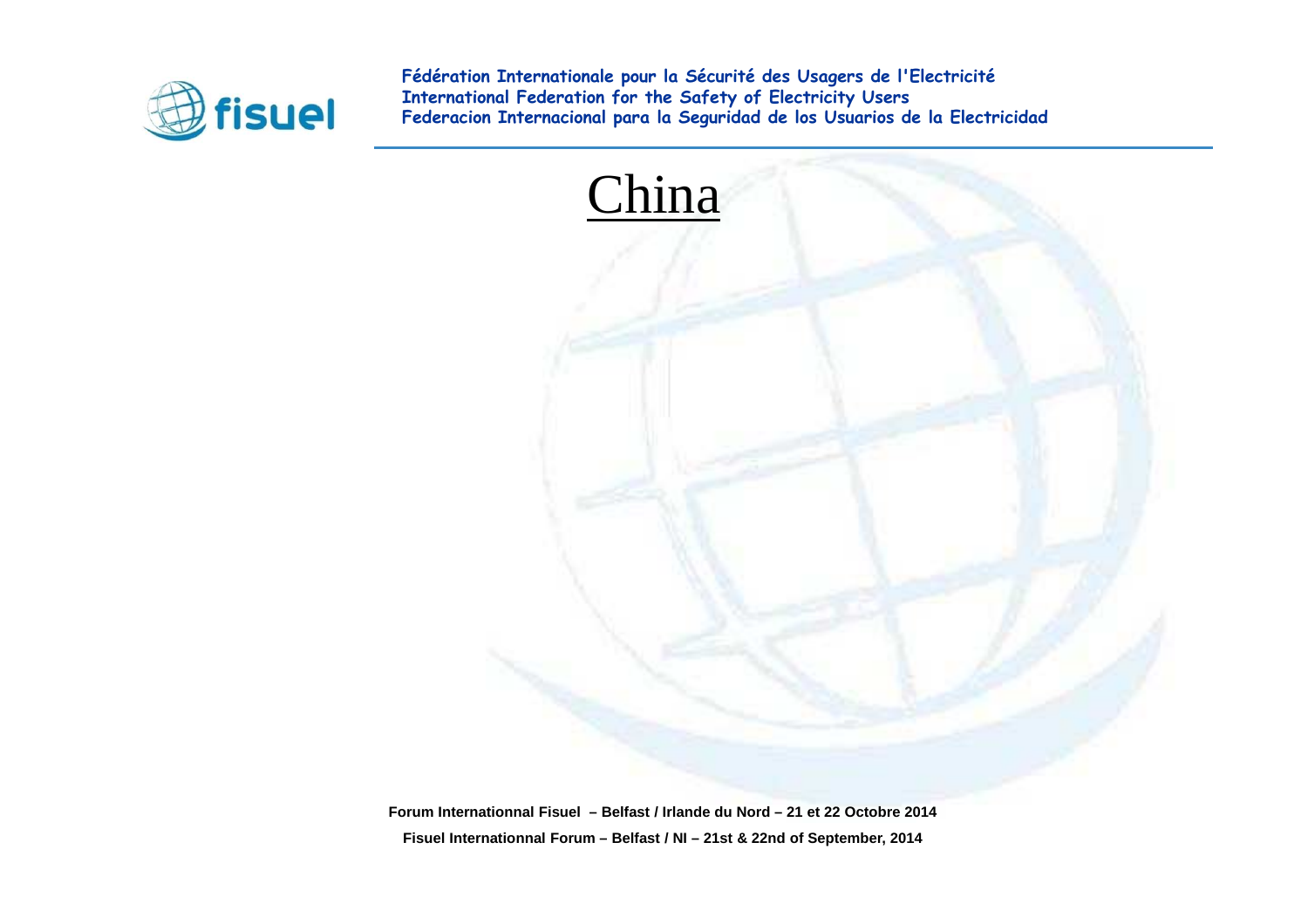# China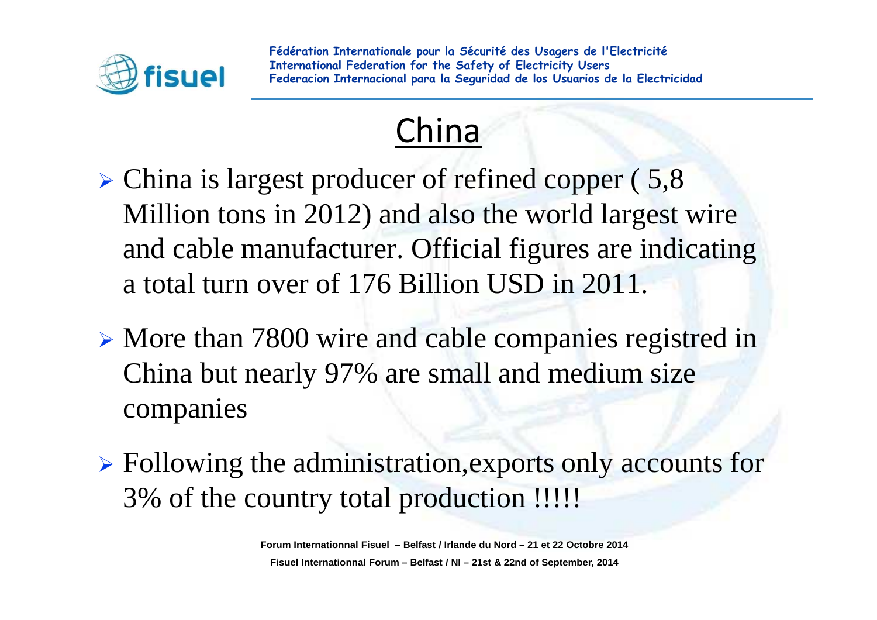# China

- China is largest producer of refined copper ( 5,8 Million tons in 2012) and also the world largest wire and cable manufacturer. Official figures are indicating a total turn over of 176 Billion USD in 2011.
- More than 7800 wire and cable companies registred in China but nearly 97% are small and medium size companies
- Following the administration,exports only accounts for 3% of the country total production !!!!!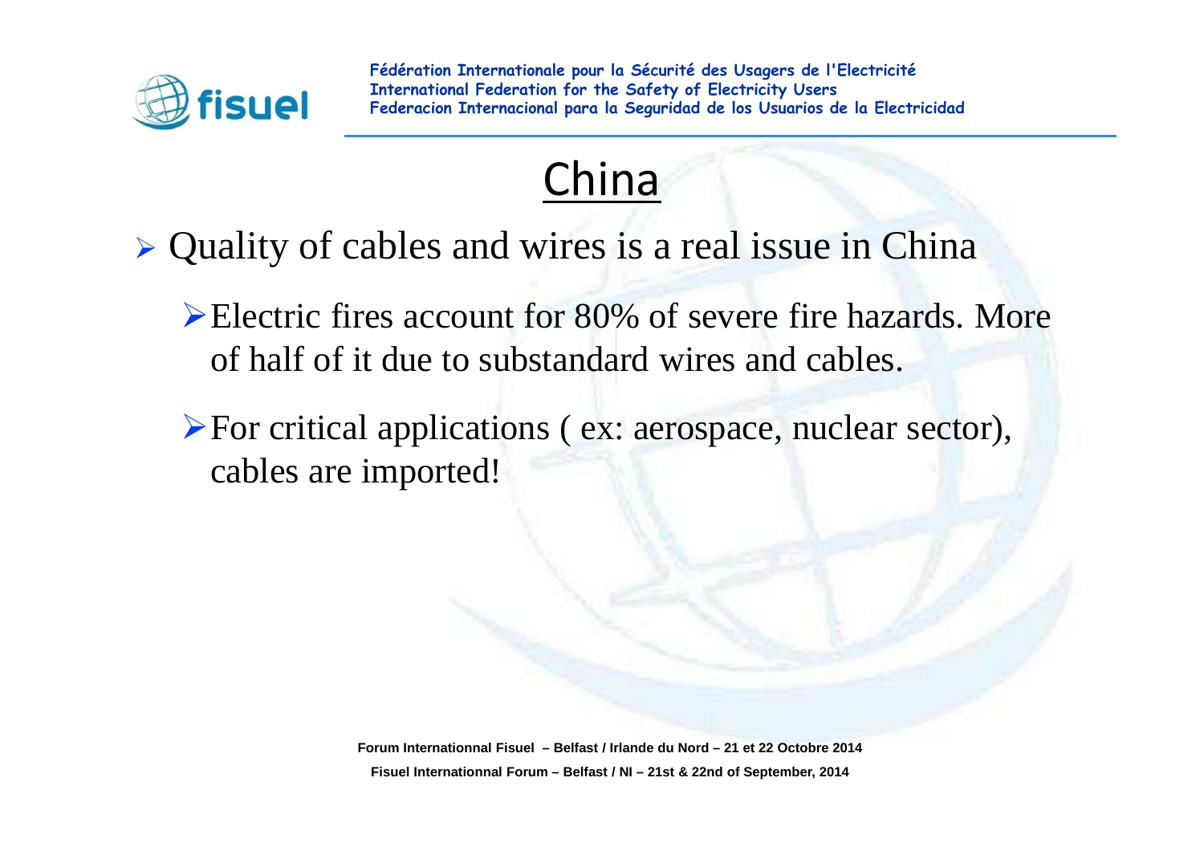# China

- Quality of cables and wires is a real issue in China
  - Electric fires account for 80% of severe fire hazards. More of half of it due to substandard wires and cables.
  - For critical applications ( ex: aerospace, nuclear sector), cables are imported!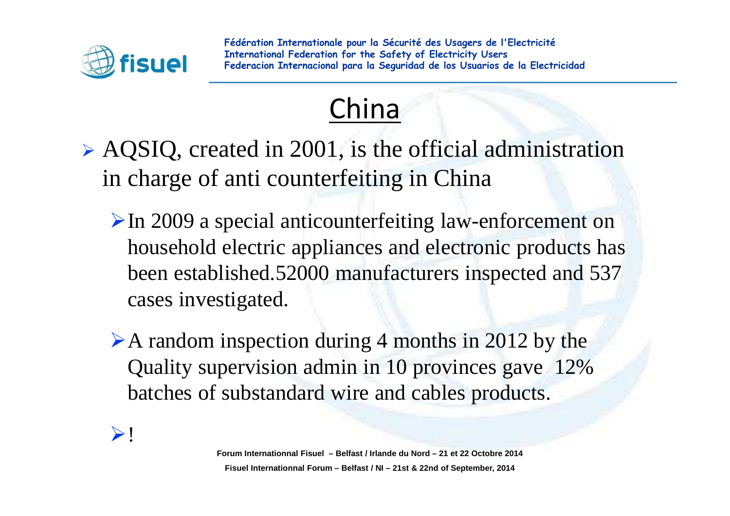# China

- AQSIQ, created in 2001, is the official administration in charge of anti counterfeiting in China
  - In 2009 a special anticounterfeiting law-enforcement on household electric appliances and electronic products has been established.52000 manufacturers inspected and 537 cases investigated.
  - A random inspection during 4 months in 2012 by the Quality supervision admin in 10 provinces gave 12% batches of substandard wire and cables products.
- !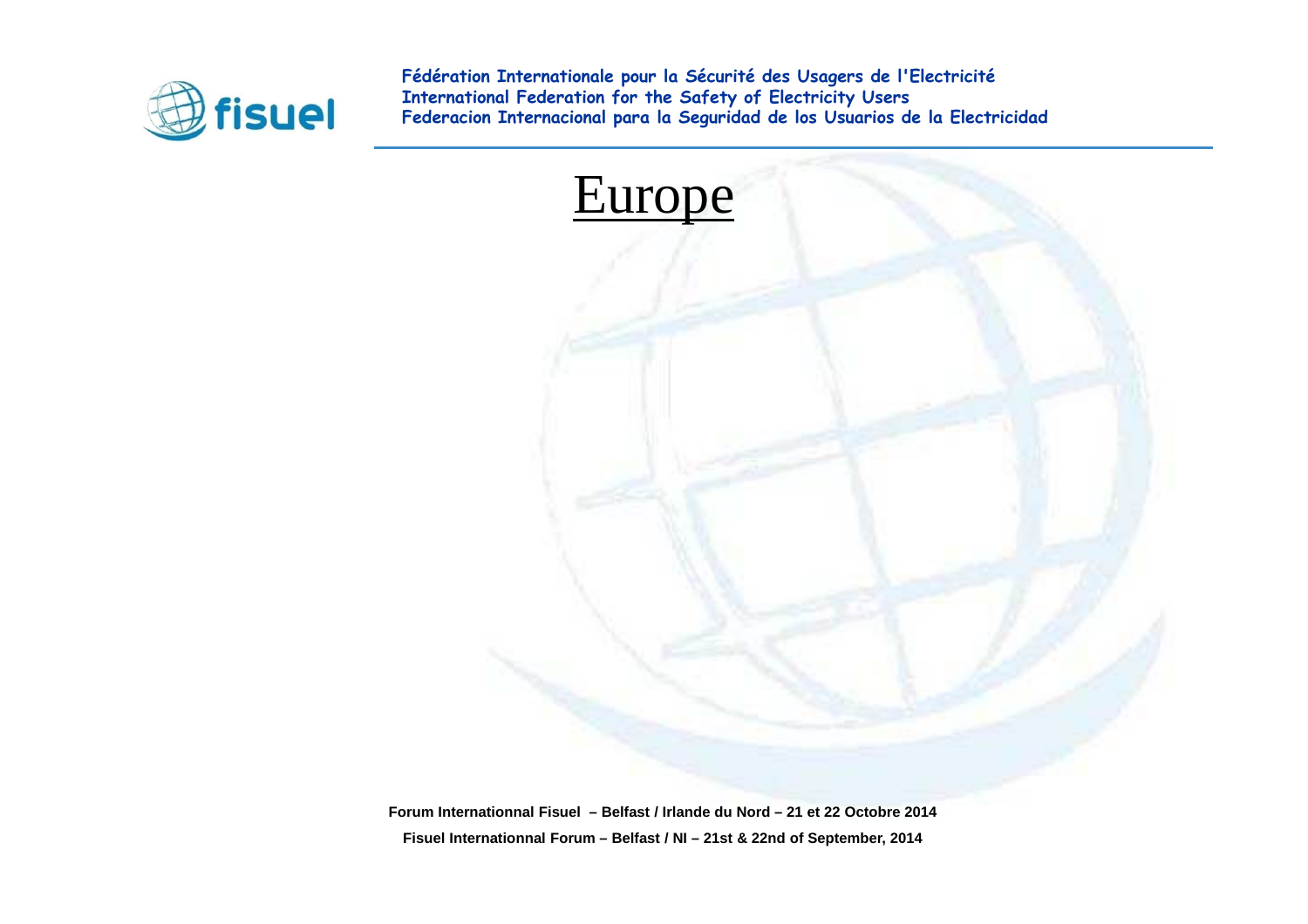# Europe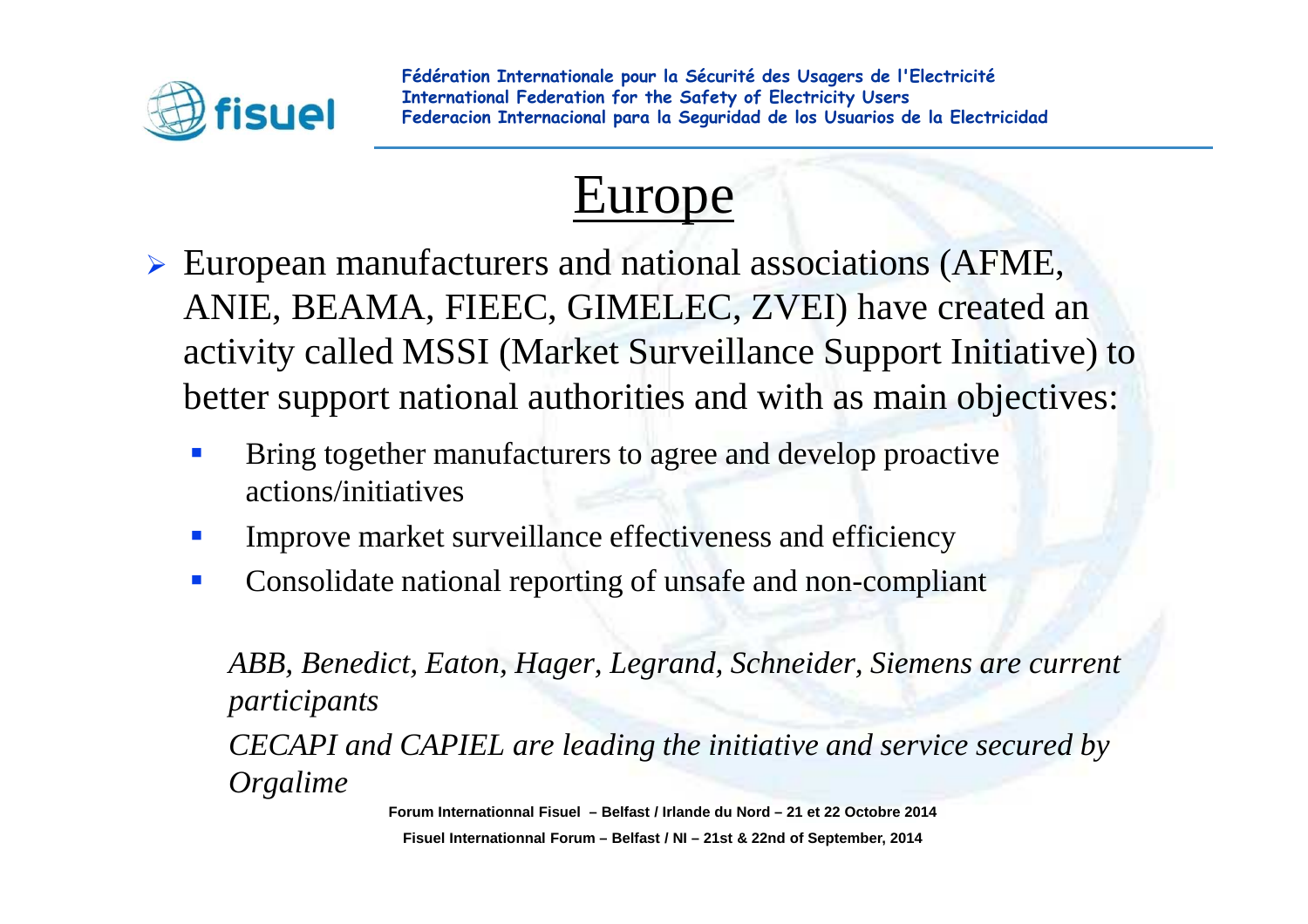# Europe

- European manufacturers and national associations (AFME, ANIE, BEAMA, FIEEC, GIMELEC, ZVEI) have created an activity called MSSI (Market Surveillance Support Initiative) to better support national authorities and with as main objectives:
  - Bring together manufacturers to agree and develop proactive actions/initiatives
  - Improve market surveillance effectiveness and efficiency
  - Consolidate national reporting of unsafe and non-compliant

*ABB, Benedict, Eaton, Hager, Legrand, Schneider, Siemens are current participants*

*CECAPI and CAPIEL are leading the initiative and service secured by Orgalime*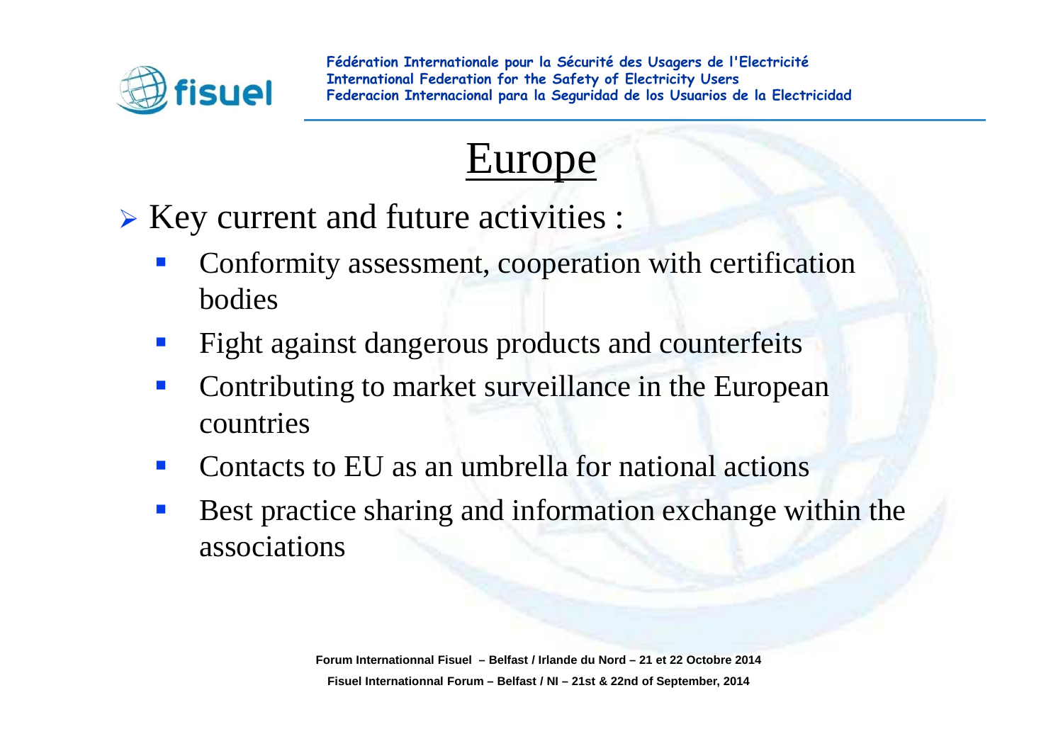# Europe

- Key current and future activities :
  - Conformity assessment, cooperation with certification bodies
  - Fight against dangerous products and counterfeits
  - Contributing to market surveillance in the European countries
  - Contacts to EU as an umbrella for national actions
  - Best practice sharing and information exchange within the associations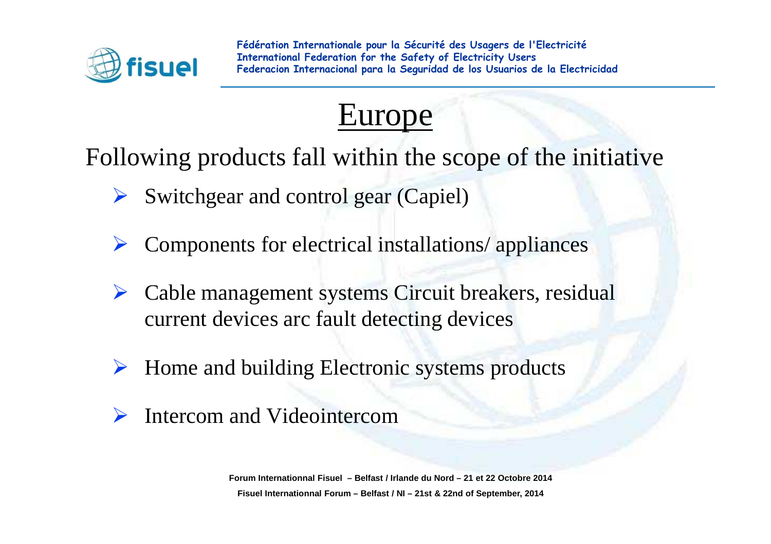# Europe

Following products fall within the scope of the initiative

- Switchgear and control gear (Capiel)
- Components for electrical installations/ appliances
- Cable management systems Circuit breakers, residual current devices arc fault detecting devices
- Home and building Electronic systems products
- Intercom and Videointercom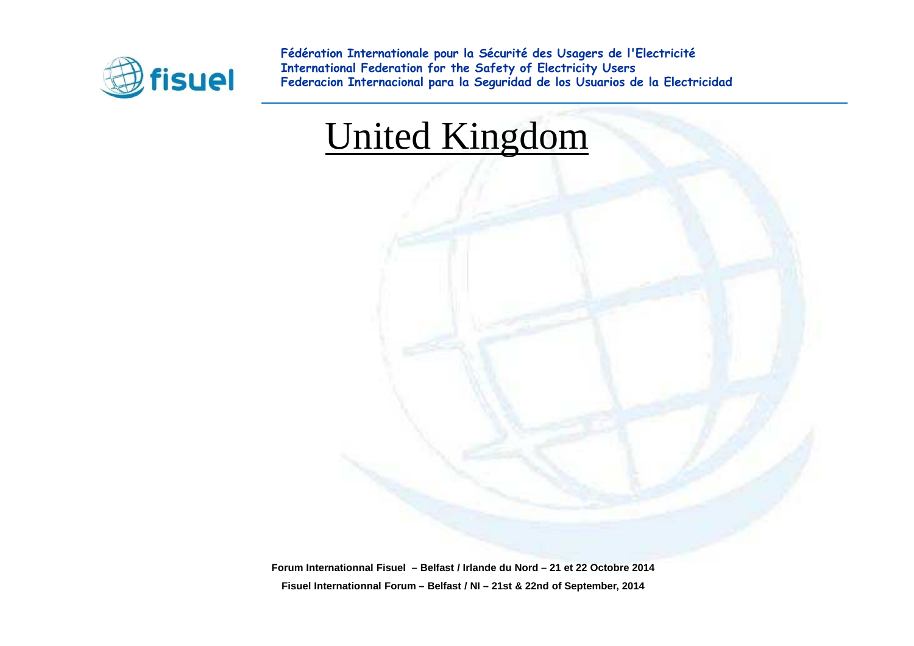# United Kingdom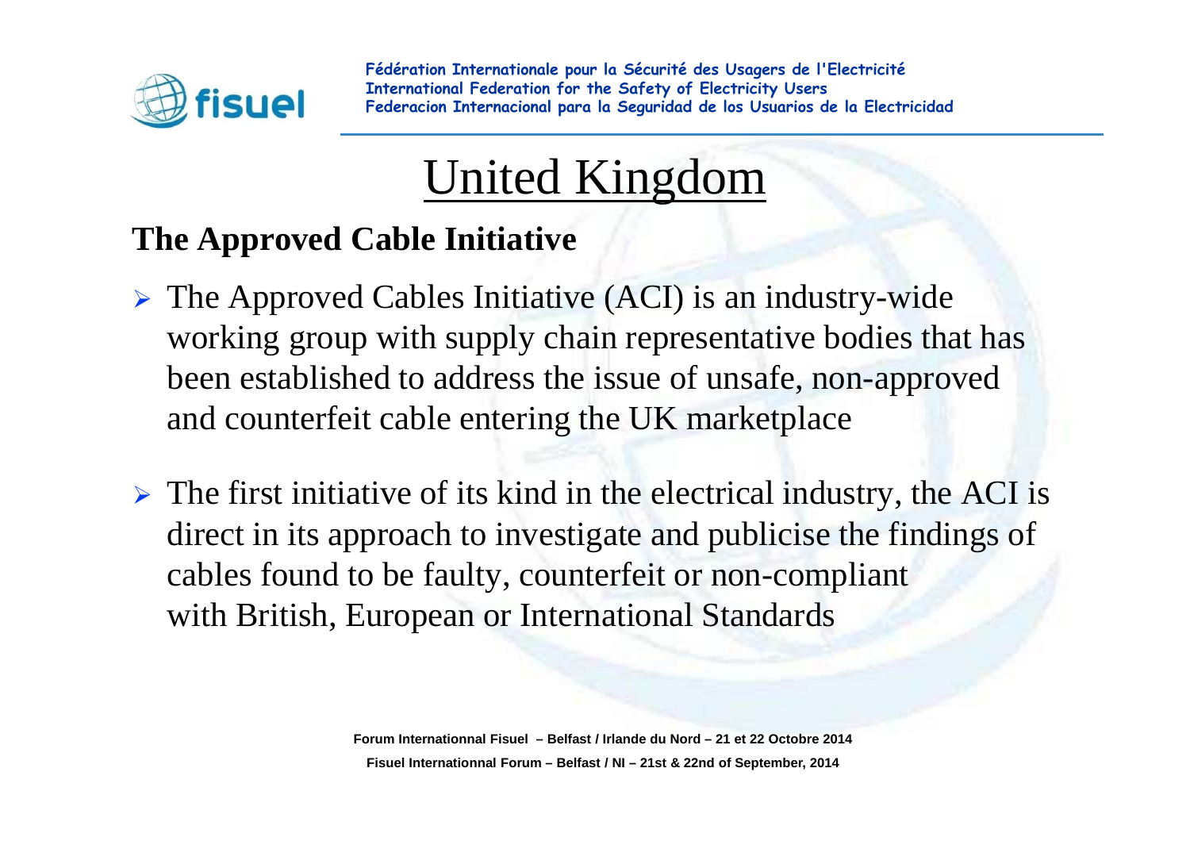# United Kingdom

**The Approved Cable Initiative**

- The Approved Cables Initiative (ACI) is an industry-wide working group with supply chain representative bodies that has been established to address the issue of unsafe, non-approved and counterfeit cable entering the UK marketplace

- The first initiative of its kind in the electrical industry, the ACI is direct in its approach to investigate and publicise the findings of cables found to be faulty, counterfeit or non-compliant with British, European or International Standards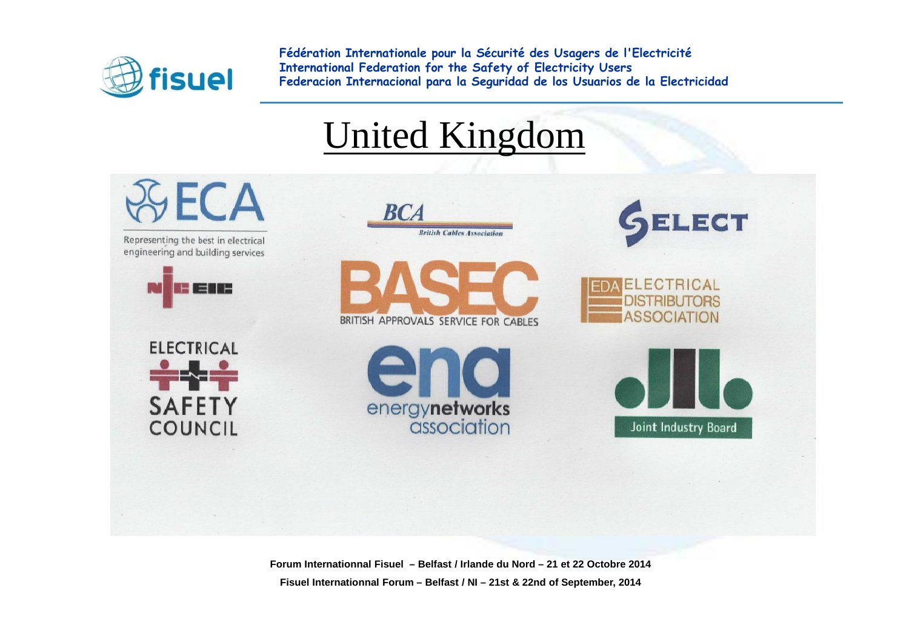# United Kingdom

ECA
Representing the best in electrical engineering and building services

BCA
British Cables Association

SELECT

NICEIC

BASEC
BRITISH APPROVALS SERVICE FOR CABLES

EDA ELECTRICAL DISTRIBUTORS ASSOCIATION

ELECTRICAL SAFETY COUNCIL

ena
energynetworks association

Joint Industry Board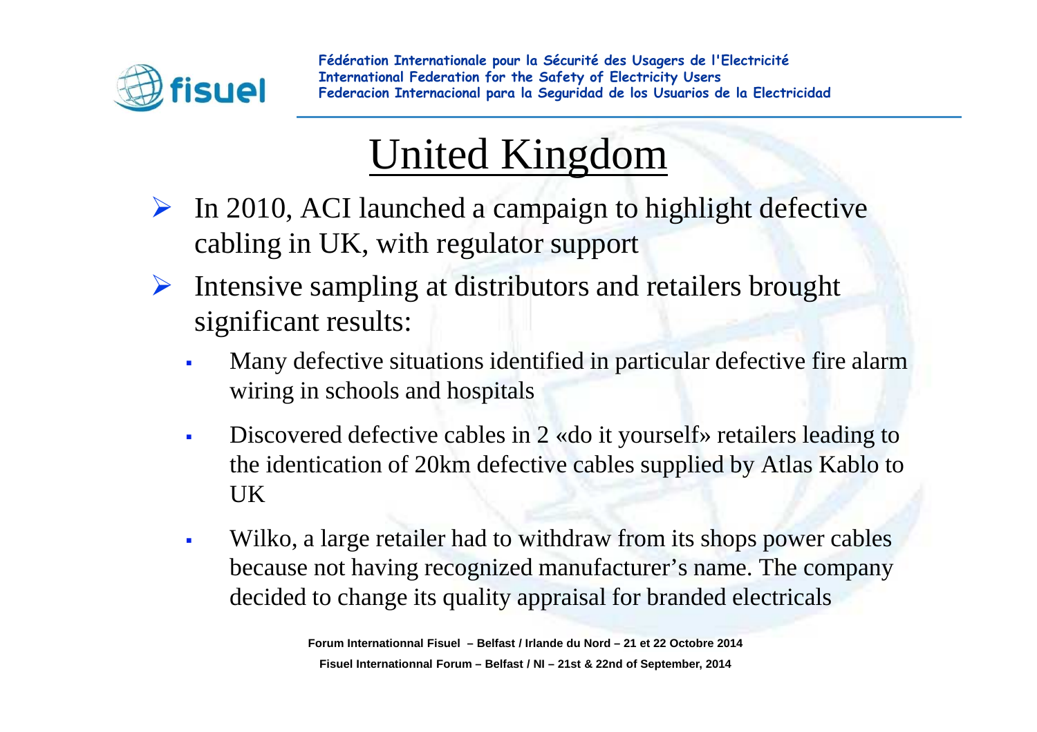# United Kingdom

- In 2010, ACI launched a campaign to highlight defective cabling in UK, with regulator support
- Intensive sampling at distributors and retailers brought significant results:
  - Many defective situations identified in particular defective fire alarm wiring in schools and hospitals
  - Discovered defective cables in 2 «do it yourself» retailers leading to the identication of 20km defective cables supplied by Atlas Kablo to UK
  - Wilko, a large retailer had to withdraw from its shops power cables because not having recognized manufacturer's name. The company decided to change its quality appraisal for branded electricals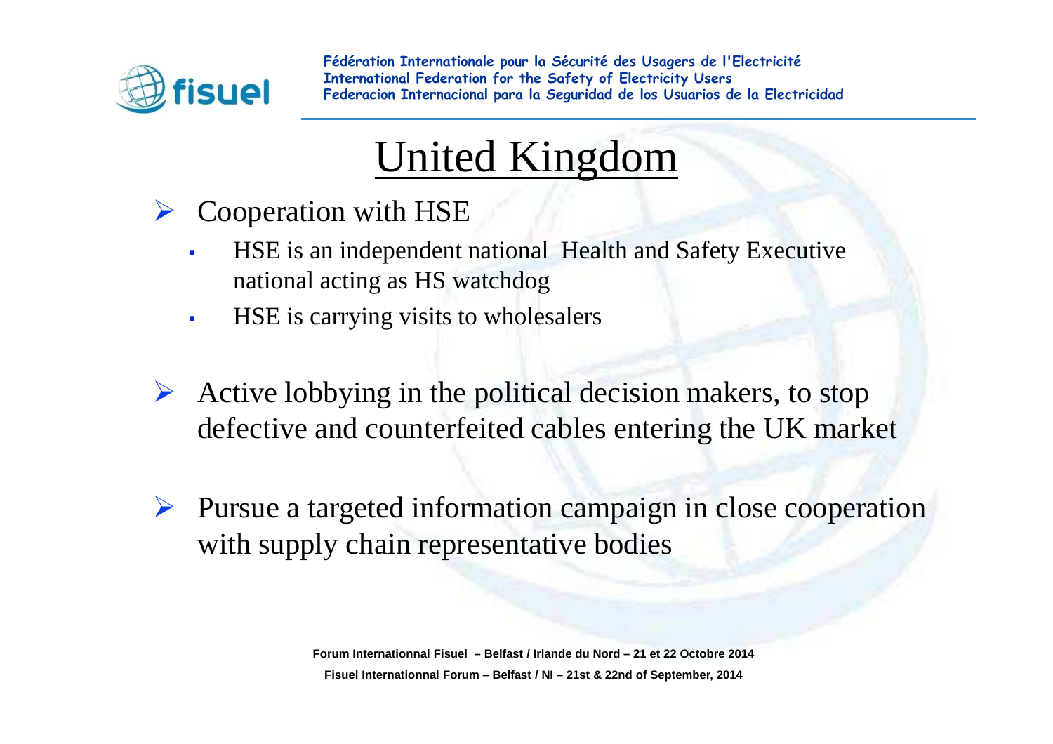# United Kingdom

- Cooperation with HSE
  - HSE is an independent national  Health and Safety Executive national acting as HS watchdog
  - HSE is carrying visits to wholesalers

- Active lobbying in the political decision makers, to stop defective and counterfeited cables entering the UK market

- Pursue a targeted information campaign in close cooperation with supply chain representative bodies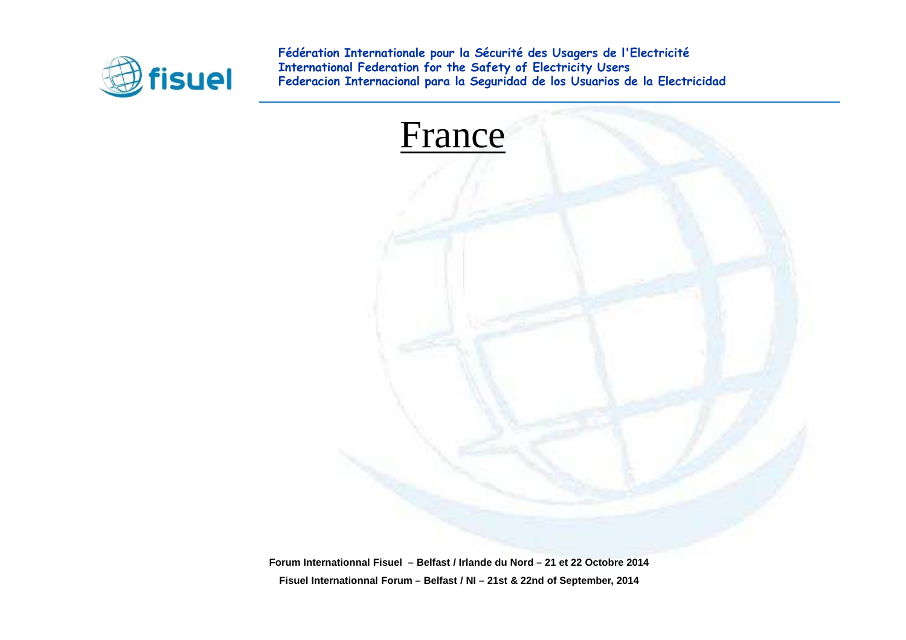# France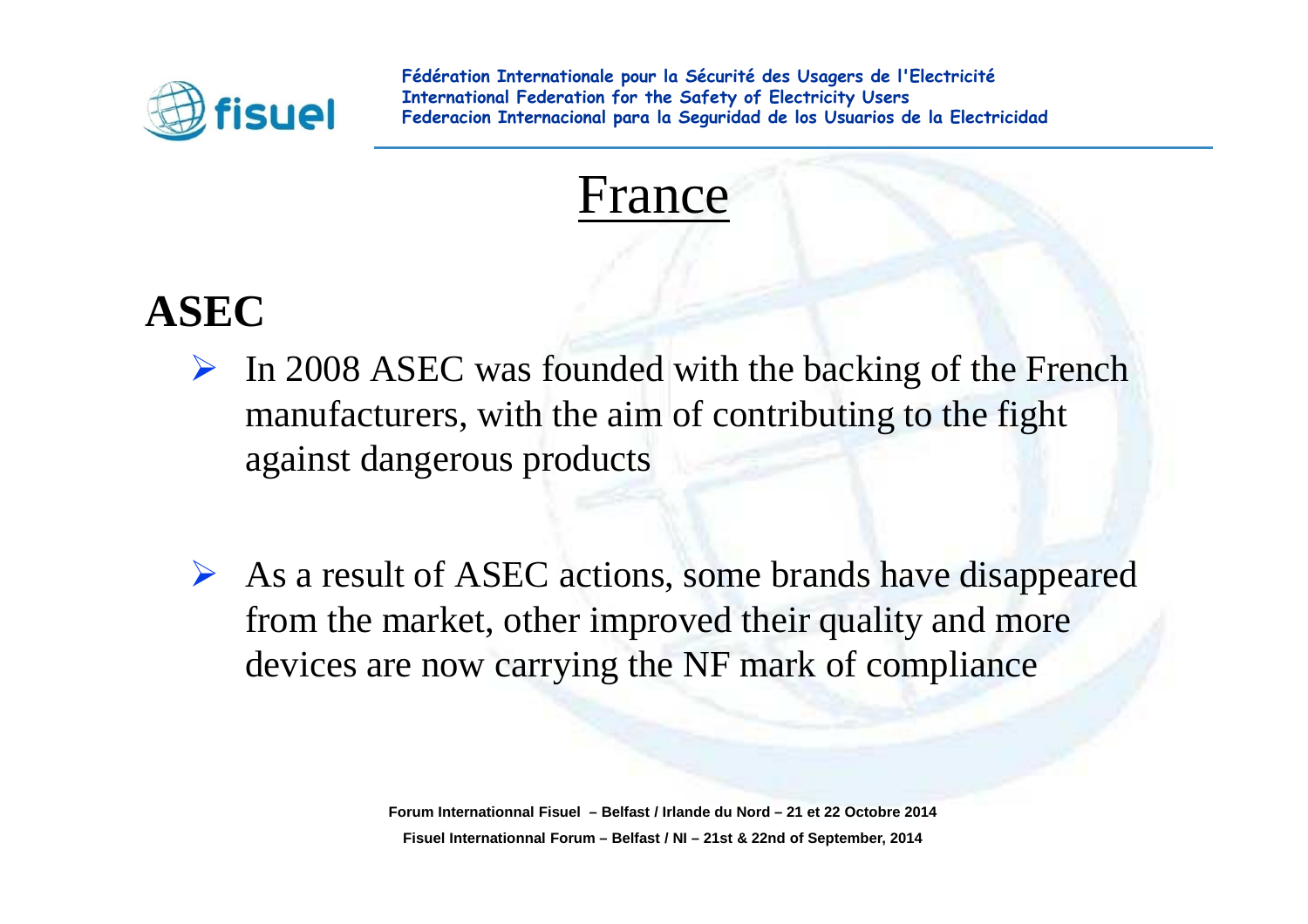# France

## ASEC

- In 2008 ASEC was founded with the backing of the French manufacturers, with the aim of contributing to the fight against dangerous products
- As a result of ASEC actions, some brands have disappeared from the market, other improved their quality and more devices are now carrying the NF mark of compliance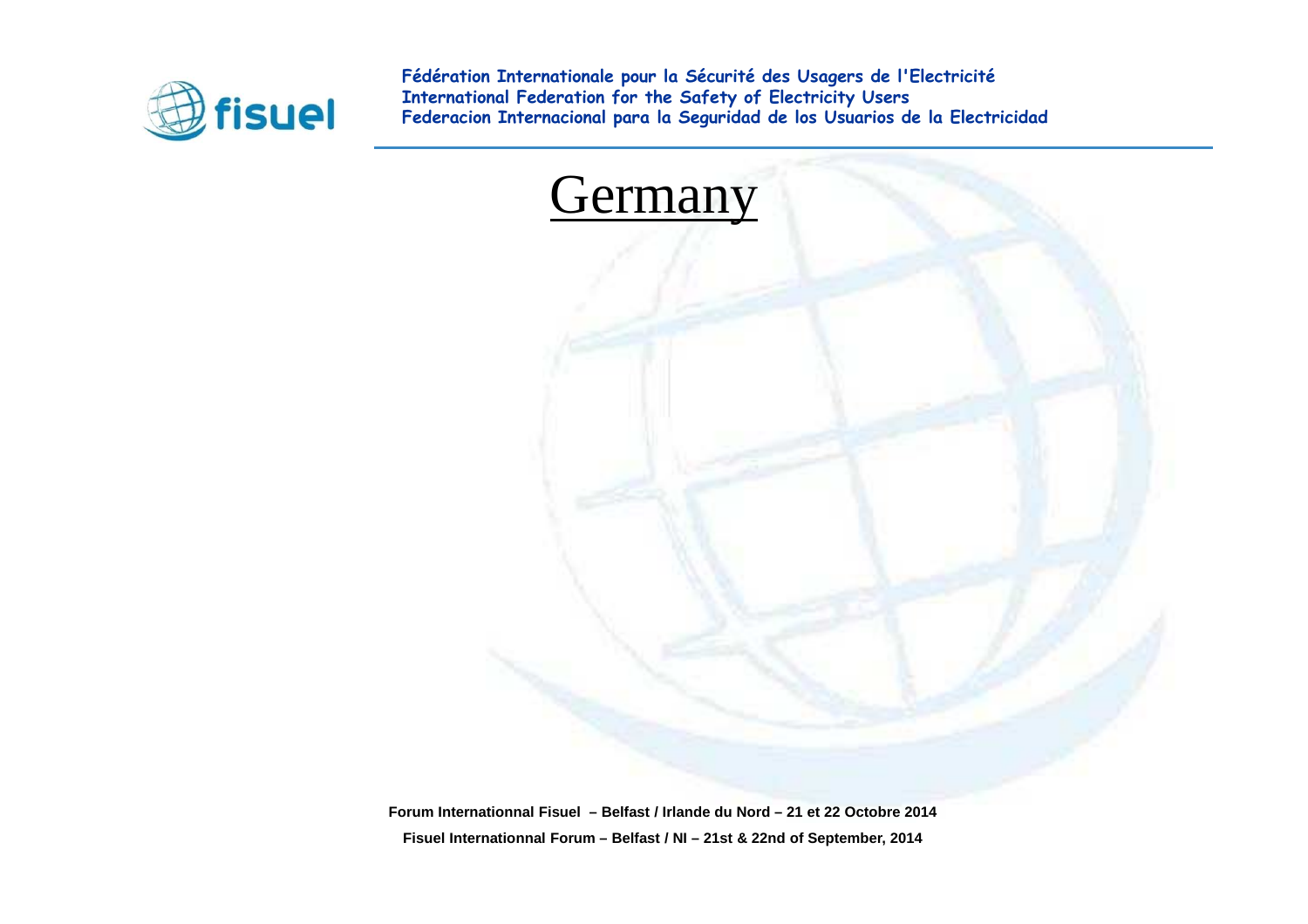# Germany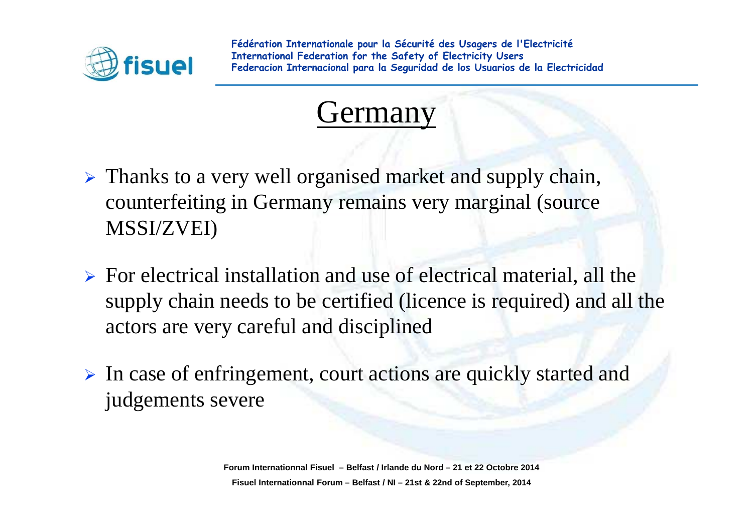# Germany

- Thanks to a very well organised market and supply chain, counterfeiting in Germany remains very marginal (source MSSI/ZVEI)
- For electrical installation and use of electrical material, all the supply chain needs to be certified (licence is required) and all the actors are very careful and disciplined
- In case of enfringement, court actions are quickly started and judgements severe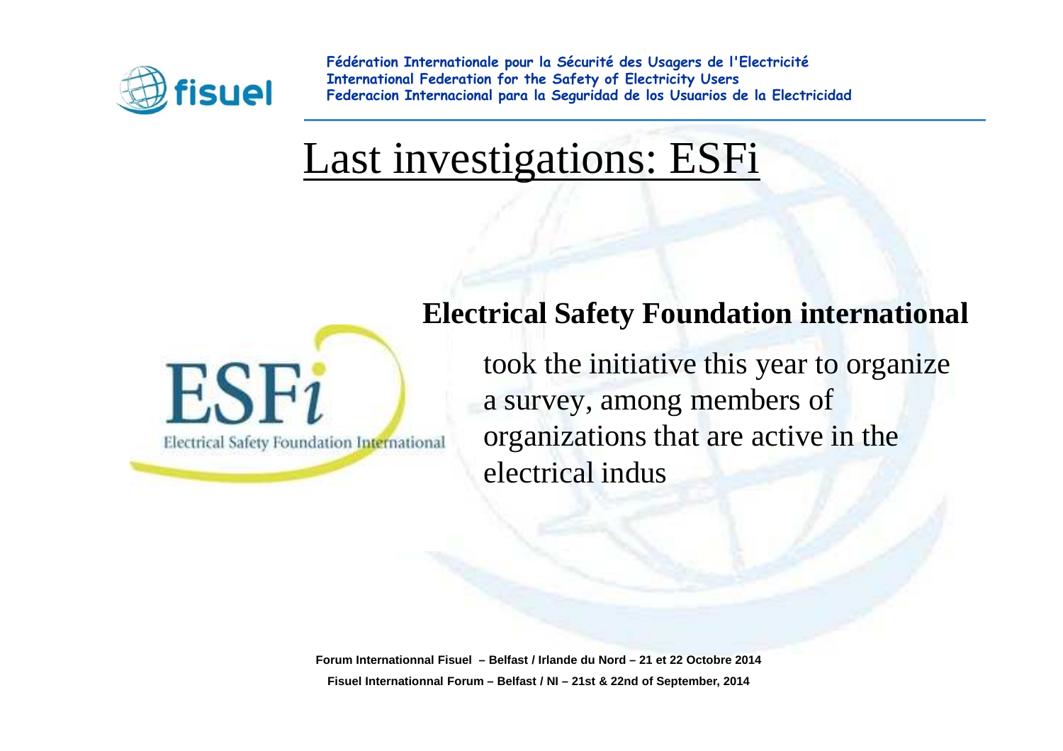# Last investigations: ESFi

ESFi

Electrical Safety Foundation International

**Electrical Safety Foundation international**

took the initiative this year to organize a survey, among members of organizations that are active in the electrical indus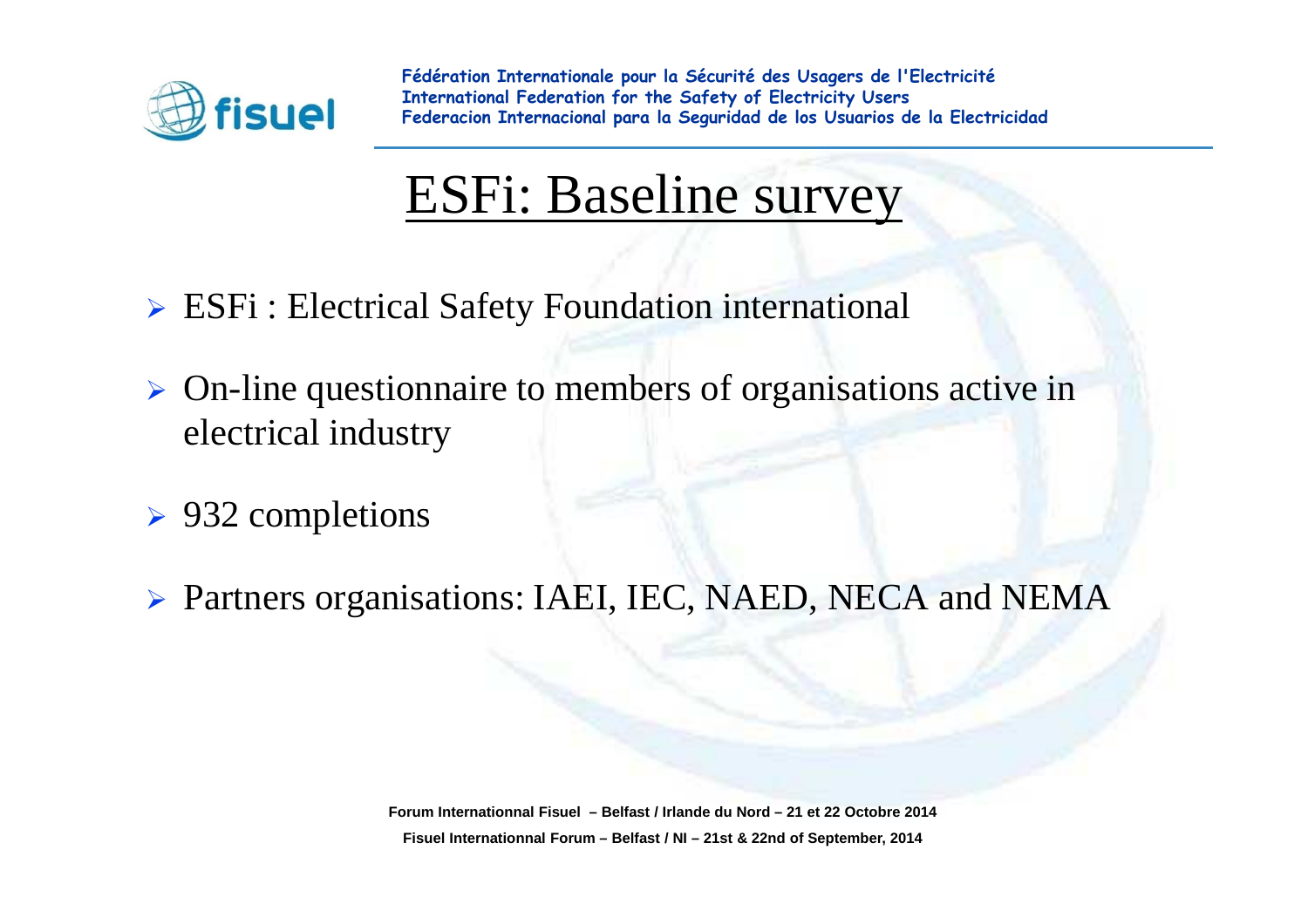# ESFi: Baseline survey

- ESFi : Electrical Safety Foundation international
- On-line questionnaire to members of organisations active in electrical industry
- 932 completions
- Partners organisations: IAEI, IEC, NAED, NECA and NEMA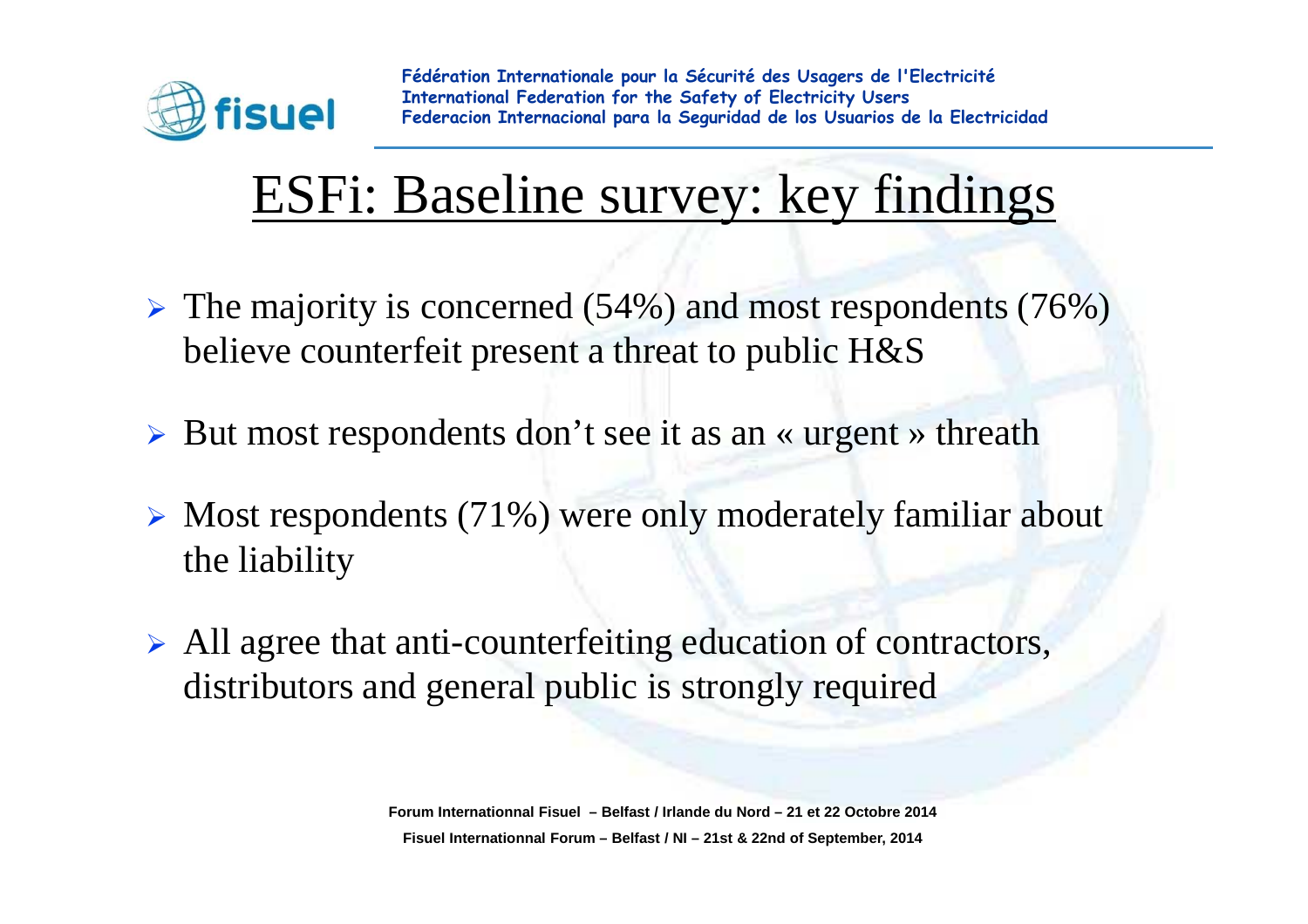# ESFi: Baseline survey: key findings

- The majority is concerned (54%) and most respondents (76%) believe counterfeit present a threat to public H&S
- But most respondents don't see it as an « urgent » threath
- Most respondents (71%) were only moderately familiar about the liability
- All agree that anti-counterfeiting education of contractors, distributors and general public is strongly required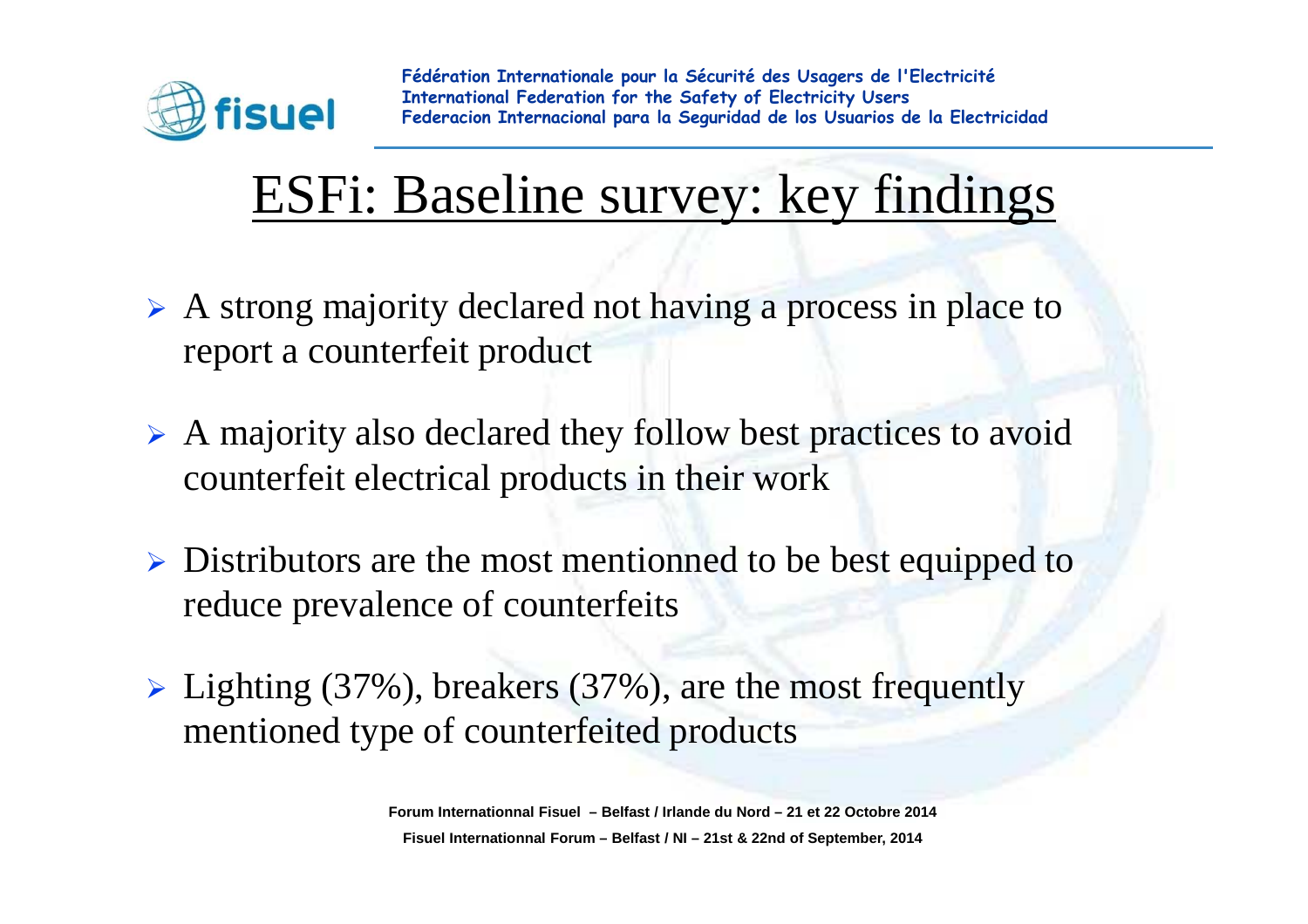# ESFi: Baseline survey: key findings

- A strong majority declared not having a process in place to report a counterfeit product
- A majority also declared they follow best practices to avoid counterfeit electrical products in their work
- Distributors are the most mentionned to be best equipped to reduce prevalence of counterfeits
- Lighting (37%), breakers (37%), are the most frequently mentioned type of counterfeited products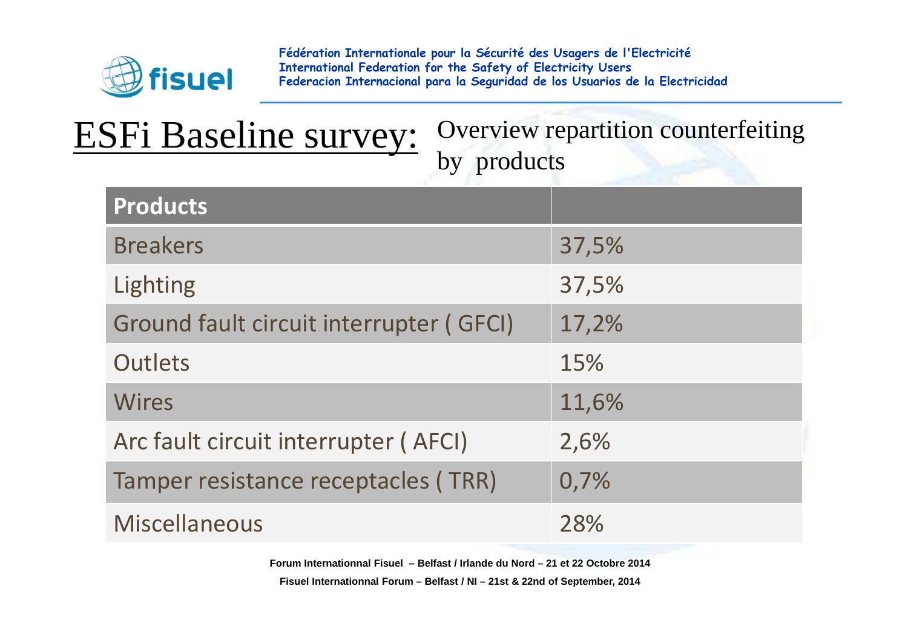# ESFi Baseline survey: Overview repartition counterfeiting by products

| Products | |
|---|---|
| Breakers | 37,5% |
| Lighting | 37,5% |
| Ground fault circuit interrupter ( GFCI) | 17,2% |
| Outlets | 15% |
| Wires | 11,6% |
| Arc fault circuit interrupter ( AFCI) | 2,6% |
| Tamper resistance receptacles ( TRR) | 0,7% |
| Miscellaneous | 28% |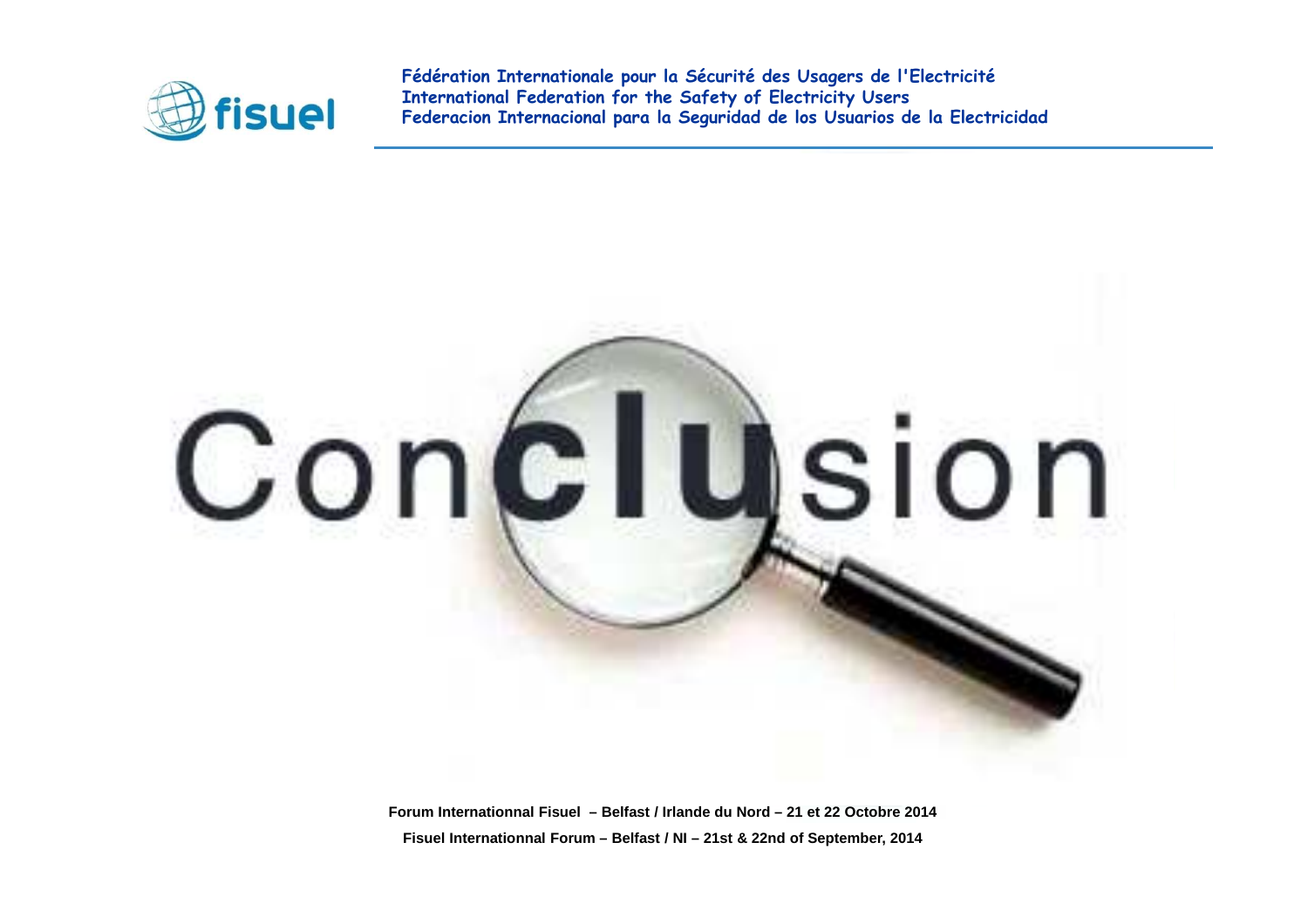# Conclusion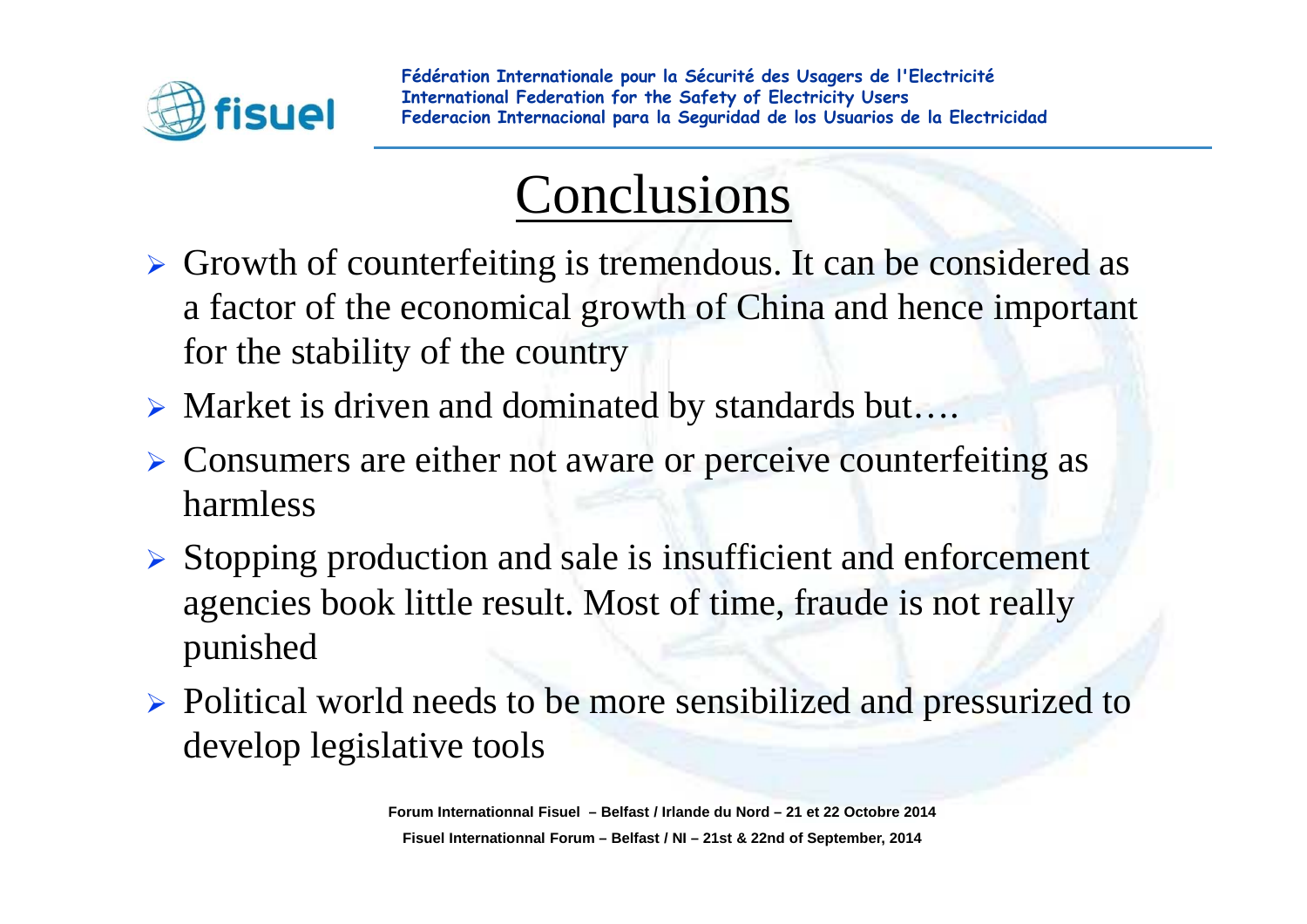# Conclusions

- Growth of counterfeiting is tremendous. It can be considered as a factor of the economical growth of China and hence important for the stability of the country
- Market is driven and dominated by standards but….
- Consumers are either not aware or perceive counterfeiting as harmless
- Stopping production and sale is insufficient and enforcement agencies book little result. Most of time, fraude is not really punished
- Political world needs to be more sensibilized and pressurized to develop legislative tools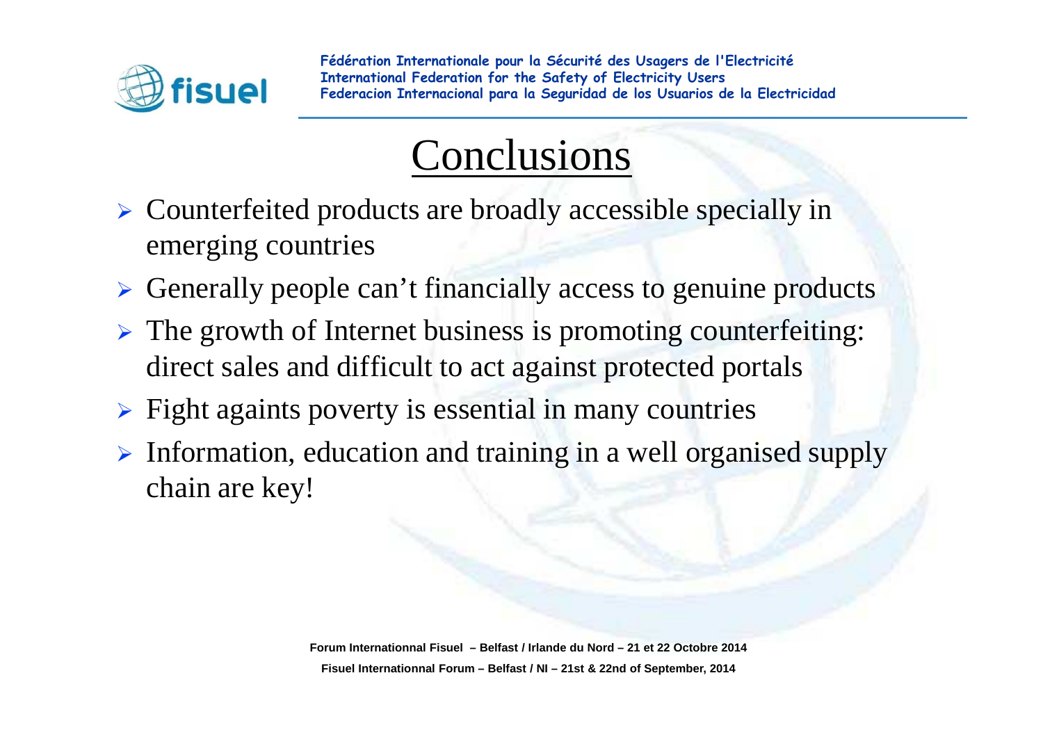# Conclusions

- Counterfeited products are broadly accessible specially in emerging countries
- Generally people can't financially access to genuine products
- The growth of Internet business is promoting counterfeiting: direct sales and difficult to act against protected portals
- Fight againts poverty is essential in many countries
- Information, education and training in a well organised supply chain are key!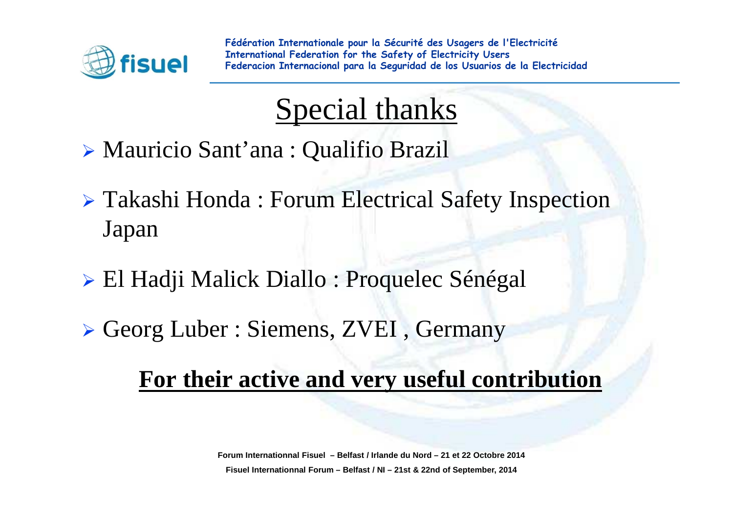# Special thanks

- Mauricio Sant'ana : Qualifio Brazil
- Takashi Honda : Forum Electrical Safety Inspection Japan
- El Hadji Malick Diallo : Proquelec Sénégal
- Georg Luber : Siemens, ZVEI , Germany

**For their active and very useful contribution**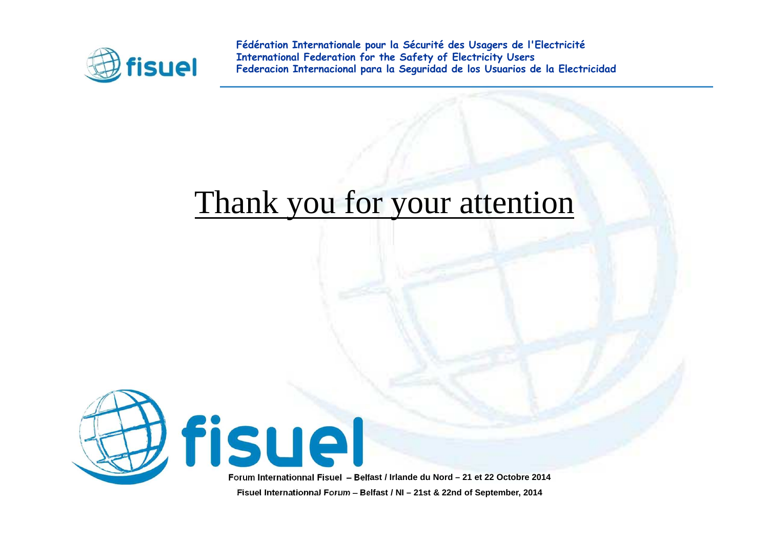Fédération Internationale pour la Sécurité des Usagers de l'Electricité
International Federation for the Safety of Electricity Users
Federacion Internacional para la Seguridad de los Usuarios de la Electricidad

# Thank you for your attention

Forum Internationnal Fisuel – Belfast / Irlande du Nord – 21 et 22 Octobre 2014

Fisuel Internationnal Forum – Belfast / NI – 21st & 22nd of September, 2014